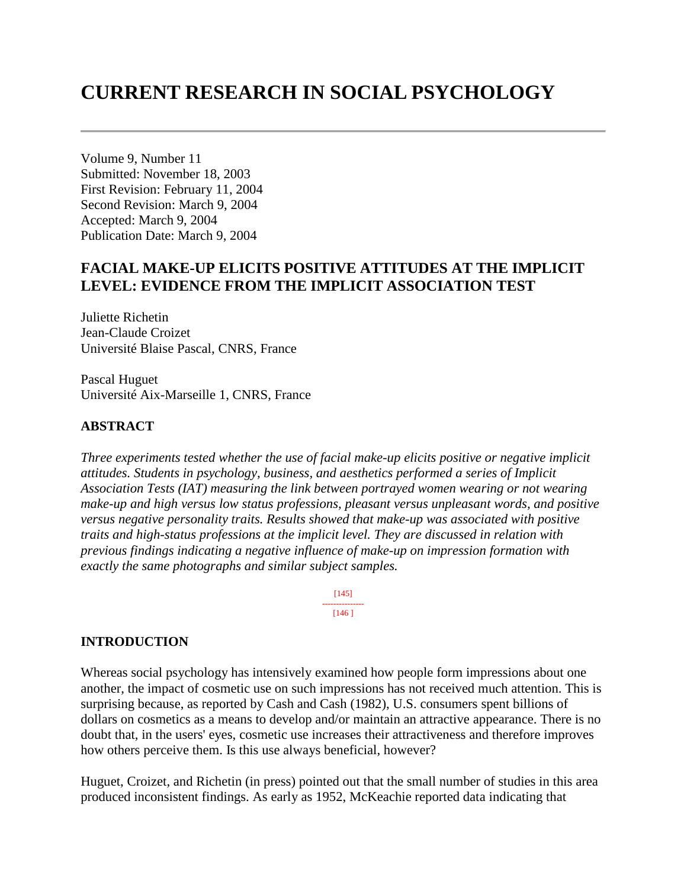# CURRENT RESEARCH IN SOCIAL PSYCHOLOGY

Volume 9, Number 11
Submitted: November 18, 2003
First Revision: February 11, 2004
Second Revision: March 9, 2004
Accepted: March 9, 2004
Publication Date: March 9, 2004

## FACIAL MAKE-UP ELICITS POSITIVE ATTITUDES AT THE IMPLICIT LEVEL: EVIDENCE FROM THE IMPLICIT ASSOCIATION TEST

Juliette Richetin
Jean-Claude Croizet
Université Blaise Pascal, CNRS, France

Pascal Huguet
Université Aix-Marseille 1, CNRS, France

### ABSTRACT

*Three experiments tested whether the use of facial make-up elicits positive or negative implicit attitudes. Students in psychology, business, and aesthetics performed a series of Implicit Association Tests (IAT) measuring the link between portrayed women wearing or not wearing make-up and high versus low status professions, pleasant versus unpleasant words, and positive versus negative personality traits. Results showed that make-up was associated with positive traits and high-status professions at the implicit level. They are discussed in relation with previous findings indicating a negative influence of make-up on impression formation with exactly the same photographs and similar subject samples.*

### INTRODUCTION

Whereas social psychology has intensively examined how people form impressions about one another, the impact of cosmetic use on such impressions has not received much attention. This is surprising because, as reported by Cash and Cash (1982), U.S. consumers spent billions of dollars on cosmetics as a means to develop and/or maintain an attractive appearance. There is no doubt that, in the users' eyes, cosmetic use increases their attractiveness and therefore improves how others perceive them. Is this use always beneficial, however?

Huguet, Croizet, and Richetin (in press) pointed out that the small number of studies in this area produced inconsistent findings. As early as 1952, McKeachie reported data indicating that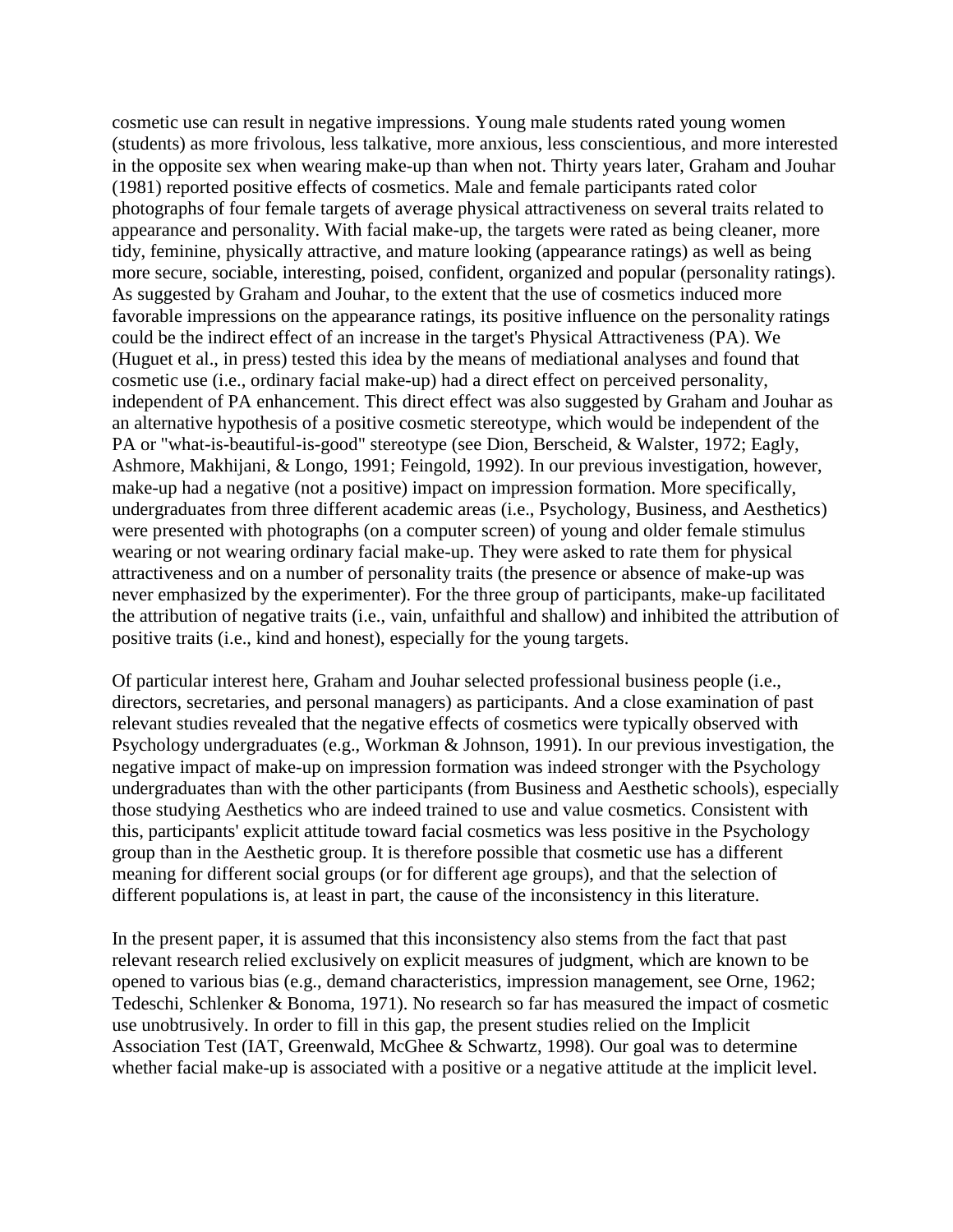cosmetic use can result in negative impressions. Young male students rated young women (students) as more frivolous, less talkative, more anxious, less conscientious, and more interested in the opposite sex when wearing make-up than when not. Thirty years later, Graham and Jouhar (1981) reported positive effects of cosmetics. Male and female participants rated color photographs of four female targets of average physical attractiveness on several traits related to appearance and personality. With facial make-up, the targets were rated as being cleaner, more tidy, feminine, physically attractive, and mature looking (appearance ratings) as well as being more secure, sociable, interesting, poised, confident, organized and popular (personality ratings). As suggested by Graham and Jouhar, to the extent that the use of cosmetics induced more favorable impressions on the appearance ratings, its positive influence on the personality ratings could be the indirect effect of an increase in the target's Physical Attractiveness (PA). We (Huguet et al., in press) tested this idea by the means of mediational analyses and found that cosmetic use (i.e., ordinary facial make-up) had a direct effect on perceived personality, independent of PA enhancement. This direct effect was also suggested by Graham and Jouhar as an alternative hypothesis of a positive cosmetic stereotype, which would be independent of the PA or "what-is-beautiful-is-good" stereotype (see Dion, Berscheid, & Walster, 1972; Eagly, Ashmore, Makhijani, & Longo, 1991; Feingold, 1992). In our previous investigation, however, make-up had a negative (not a positive) impact on impression formation. More specifically, undergraduates from three different academic areas (i.e., Psychology, Business, and Aesthetics) were presented with photographs (on a computer screen) of young and older female stimulus wearing or not wearing ordinary facial make-up. They were asked to rate them for physical attractiveness and on a number of personality traits (the presence or absence of make-up was never emphasized by the experimenter). For the three group of participants, make-up facilitated the attribution of negative traits (i.e., vain, unfaithful and shallow) and inhibited the attribution of positive traits (i.e., kind and honest), especially for the young targets.

Of particular interest here, Graham and Jouhar selected professional business people (i.e., directors, secretaries, and personal managers) as participants. And a close examination of past relevant studies revealed that the negative effects of cosmetics were typically observed with Psychology undergraduates (e.g., Workman & Johnson, 1991). In our previous investigation, the negative impact of make-up on impression formation was indeed stronger with the Psychology undergraduates than with the other participants (from Business and Aesthetic schools), especially those studying Aesthetics who are indeed trained to use and value cosmetics. Consistent with this, participants' explicit attitude toward facial cosmetics was less positive in the Psychology group than in the Aesthetic group. It is therefore possible that cosmetic use has a different meaning for different social groups (or for different age groups), and that the selection of different populations is, at least in part, the cause of the inconsistency in this literature.

In the present paper, it is assumed that this inconsistency also stems from the fact that past relevant research relied exclusively on explicit measures of judgment, which are known to be opened to various bias (e.g., demand characteristics, impression management, see Orne, 1962; Tedeschi, Schlenker & Bonoma, 1971). No research so far has measured the impact of cosmetic use unobtrusively. In order to fill in this gap, the present studies relied on the Implicit Association Test (IAT, Greenwald, McGhee & Schwartz, 1998). Our goal was to determine whether facial make-up is associated with a positive or a negative attitude at the implicit level.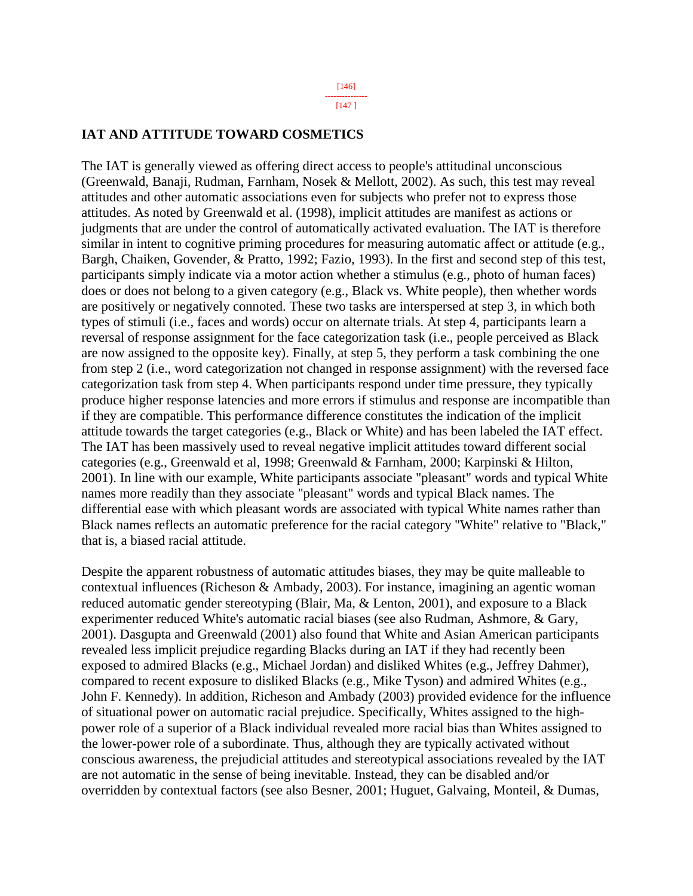## IAT AND ATTITUDE TOWARD COSMETICS

The IAT is generally viewed as offering direct access to people's attitudinal unconscious (Greenwald, Banaji, Rudman, Farnham, Nosek & Mellott, 2002). As such, this test may reveal attitudes and other automatic associations even for subjects who prefer not to express those attitudes. As noted by Greenwald et al. (1998), implicit attitudes are manifest as actions or judgments that are under the control of automatically activated evaluation. The IAT is therefore similar in intent to cognitive priming procedures for measuring automatic affect or attitude (e.g., Bargh, Chaiken, Govender, & Pratto, 1992; Fazio, 1993). In the first and second step of this test, participants simply indicate via a motor action whether a stimulus (e.g., photo of human faces) does or does not belong to a given category (e.g., Black vs. White people), then whether words are positively or negatively connoted. These two tasks are interspersed at step 3, in which both types of stimuli (i.e., faces and words) occur on alternate trials. At step 4, participants learn a reversal of response assignment for the face categorization task (i.e., people perceived as Black are now assigned to the opposite key). Finally, at step 5, they perform a task combining the one from step 2 (i.e., word categorization not changed in response assignment) with the reversed face categorization task from step 4. When participants respond under time pressure, they typically produce higher response latencies and more errors if stimulus and response are incompatible than if they are compatible. This performance difference constitutes the indication of the implicit attitude towards the target categories (e.g., Black or White) and has been labeled the IAT effect. The IAT has been massively used to reveal negative implicit attitudes toward different social categories (e.g., Greenwald et al, 1998; Greenwald & Farnham, 2000; Karpinski & Hilton, 2001). In line with our example, White participants associate "pleasant" words and typical White names more readily than they associate "pleasant" words and typical Black names. The differential ease with which pleasant words are associated with typical White names rather than Black names reflects an automatic preference for the racial category "White" relative to "Black," that is, a biased racial attitude.

Despite the apparent robustness of automatic attitudes biases, they may be quite malleable to contextual influences (Richeson & Ambady, 2003). For instance, imagining an agentic woman reduced automatic gender stereotyping (Blair, Ma, & Lenton, 2001), and exposure to a Black experimenter reduced White's automatic racial biases (see also Rudman, Ashmore, & Gary, 2001). Dasgupta and Greenwald (2001) also found that White and Asian American participants revealed less implicit prejudice regarding Blacks during an IAT if they had recently been exposed to admired Blacks (e.g., Michael Jordan) and disliked Whites (e.g., Jeffrey Dahmer), compared to recent exposure to disliked Blacks (e.g., Mike Tyson) and admired Whites (e.g., John F. Kennedy). In addition, Richeson and Ambady (2003) provided evidence for the influence of situational power on automatic racial prejudice. Specifically, Whites assigned to the high-power role of a superior of a Black individual revealed more racial bias than Whites assigned to the lower-power role of a subordinate. Thus, although they are typically activated without conscious awareness, the prejudicial attitudes and stereotypical associations revealed by the IAT are not automatic in the sense of being inevitable. Instead, they can be disabled and/or overridden by contextual factors (see also Besner, 2001; Huguet, Galvaing, Monteil, & Dumas,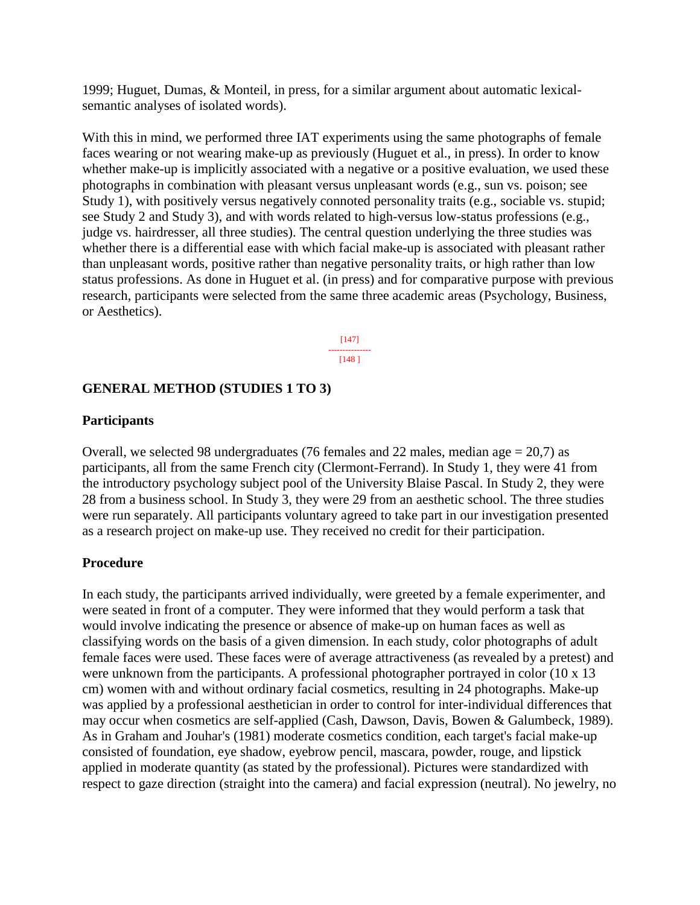1999; Huguet, Dumas, & Monteil, in press, for a similar argument about automatic lexical-semantic analyses of isolated words).

With this in mind, we performed three IAT experiments using the same photographs of female faces wearing or not wearing make-up as previously (Huguet et al., in press). In order to know whether make-up is implicitly associated with a negative or a positive evaluation, we used these photographs in combination with pleasant versus unpleasant words (e.g., sun vs. poison; see Study 1), with positively versus negatively connoted personality traits (e.g., sociable vs. stupid; see Study 2 and Study 3), and with words related to high-versus low-status professions (e.g., judge vs. hairdresser, all three studies). The central question underlying the three studies was whether there is a differential ease with which facial make-up is associated with pleasant rather than unpleasant words, positive rather than negative personality traits, or high rather than low status professions. As done in Huguet et al. (in press) and for comparative purpose with previous research, participants were selected from the same three academic areas (Psychology, Business, or Aesthetics).

## GENERAL METHOD (STUDIES 1 TO 3)

### Participants

Overall, we selected 98 undergraduates (76 females and 22 males, median age = 20,7) as participants, all from the same French city (Clermont-Ferrand). In Study 1, they were 41 from the introductory psychology subject pool of the University Blaise Pascal. In Study 2, they were 28 from a business school. In Study 3, they were 29 from an aesthetic school. The three studies were run separately. All participants voluntary agreed to take part in our investigation presented as a research project on make-up use. They received no credit for their participation.

### Procedure

In each study, the participants arrived individually, were greeted by a female experimenter, and were seated in front of a computer. They were informed that they would perform a task that would involve indicating the presence or absence of make-up on human faces as well as classifying words on the basis of a given dimension. In each study, color photographs of adult female faces were used. These faces were of average attractiveness (as revealed by a pretest) and were unknown from the participants. A professional photographer portrayed in color (10 x 13 cm) women with and without ordinary facial cosmetics, resulting in 24 photographs. Make-up was applied by a professional aesthetician in order to control for inter-individual differences that may occur when cosmetics are self-applied (Cash, Dawson, Davis, Bowen & Galumbeck, 1989). As in Graham and Jouhar's (1981) moderate cosmetics condition, each target's facial make-up consisted of foundation, eye shadow, eyebrow pencil, mascara, powder, rouge, and lipstick applied in moderate quantity (as stated by the professional). Pictures were standardized with respect to gaze direction (straight into the camera) and facial expression (neutral). No jewelry, no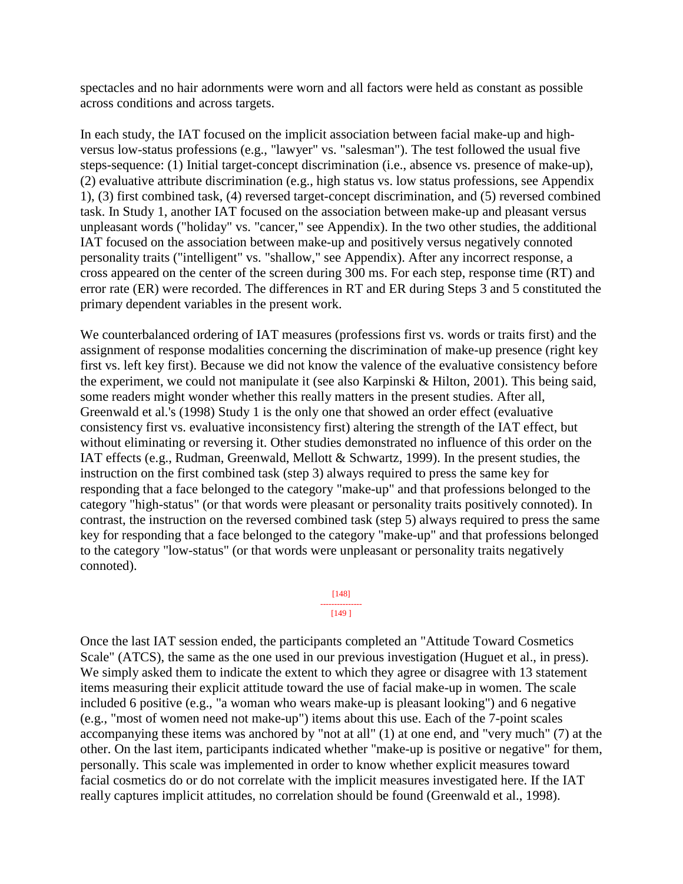spectacles and no hair adornments were worn and all factors were held as constant as possible across conditions and across targets.

In each study, the IAT focused on the implicit association between facial make-up and high- versus low-status professions (e.g., "lawyer" vs. "salesman"). The test followed the usual five steps-sequence: (1) Initial target-concept discrimination (i.e., absence vs. presence of make-up), (2) evaluative attribute discrimination (e.g., high status vs. low status professions, see Appendix 1), (3) first combined task, (4) reversed target-concept discrimination, and (5) reversed combined task. In Study 1, another IAT focused on the association between make-up and pleasant versus unpleasant words ("holiday" vs. "cancer," see Appendix). In the two other studies, the additional IAT focused on the association between make-up and positively versus negatively connoted personality traits ("intelligent" vs. "shallow," see Appendix). After any incorrect response, a cross appeared on the center of the screen during 300 ms. For each step, response time (RT) and error rate (ER) were recorded. The differences in RT and ER during Steps 3 and 5 constituted the primary dependent variables in the present work.

We counterbalanced ordering of IAT measures (professions first vs. words or traits first) and the assignment of response modalities concerning the discrimination of make-up presence (right key first vs. left key first). Because we did not know the valence of the evaluative consistency before the experiment, we could not manipulate it (see also Karpinski & Hilton, 2001). This being said, some readers might wonder whether this really matters in the present studies. After all, Greenwald et al.'s (1998) Study 1 is the only one that showed an order effect (evaluative consistency first vs. evaluative inconsistency first) altering the strength of the IAT effect, but without eliminating or reversing it. Other studies demonstrated no influence of this order on the IAT effects (e.g., Rudman, Greenwald, Mellott & Schwartz, 1999). In the present studies, the instruction on the first combined task (step 3) always required to press the same key for responding that a face belonged to the category "make-up" and that professions belonged to the category "high-status" (or that words were pleasant or personality traits positively connoted). In contrast, the instruction on the reversed combined task (step 5) always required to press the same key for responding that a face belonged to the category "make-up" and that professions belonged to the category "low-status" (or that words were unpleasant or personality traits negatively connoted).

Once the last IAT session ended, the participants completed an "Attitude Toward Cosmetics Scale" (ATCS), the same as the one used in our previous investigation (Huguet et al., in press). We simply asked them to indicate the extent to which they agree or disagree with 13 statement items measuring their explicit attitude toward the use of facial make-up in women. The scale included 6 positive (e.g., "a woman who wears make-up is pleasant looking") and 6 negative (e.g., "most of women need not make-up") items about this use. Each of the 7-point scales accompanying these items was anchored by "not at all" (1) at one end, and "very much" (7) at the other. On the last item, participants indicated whether "make-up is positive or negative" for them, personally. This scale was implemented in order to know whether explicit measures toward facial cosmetics do or do not correlate with the implicit measures investigated here. If the IAT really captures implicit attitudes, no correlation should be found (Greenwald et al., 1998).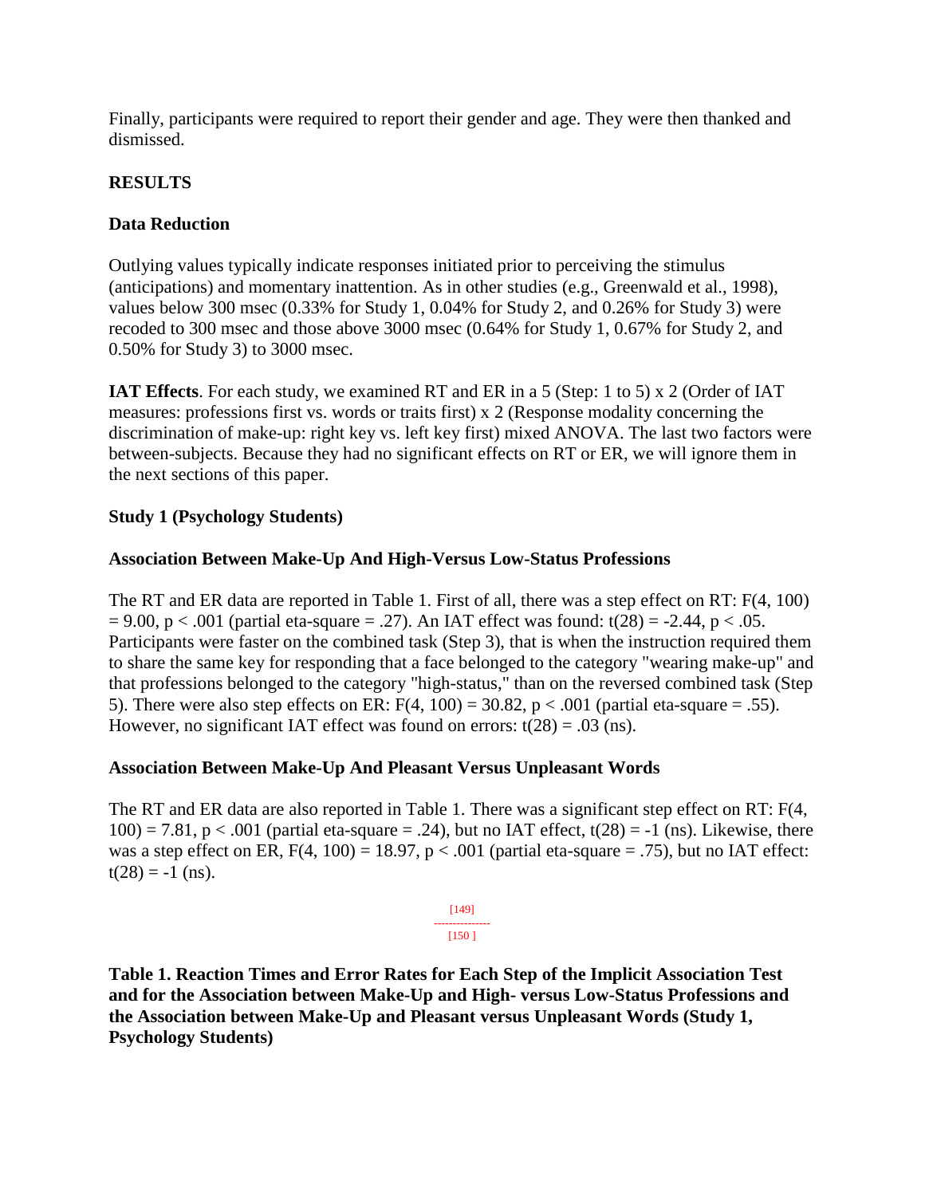Finally, participants were required to report their gender and age. They were then thanked and dismissed.

## RESULTS

### Data Reduction

Outlying values typically indicate responses initiated prior to perceiving the stimulus (anticipations) and momentary inattention. As in other studies (e.g., Greenwald et al., 1998), values below 300 msec (0.33% for Study 1, 0.04% for Study 2, and 0.26% for Study 3) were recoded to 300 msec and those above 3000 msec (0.64% for Study 1, 0.67% for Study 2, and 0.50% for Study 3) to 3000 msec.

**IAT Effects**. For each study, we examined RT and ER in a 5 (Step: 1 to 5) x 2 (Order of IAT measures: professions first vs. words or traits first) x 2 (Response modality concerning the discrimination of make-up: right key vs. left key first) mixed ANOVA. The last two factors were between-subjects. Because they had no significant effects on RT or ER, we will ignore them in the next sections of this paper.

### Study 1 (Psychology Students)

### Association Between Make-Up And High-Versus Low-Status Professions

The RT and ER data are reported in Table 1. First of all, there was a step effect on RT: $F(4, 100) = 9.00$, $p < .001$ (partial eta-square = .27). An IAT effect was found: $t(28) = -2.44$, $p < .05$. Participants were faster on the combined task (Step 3), that is when the instruction required them to share the same key for responding that a face belonged to the category "wearing make-up" and that professions belonged to the category "high-status," than on the reversed combined task (Step 5). There were also step effects on ER: $F(4, 100) = 30.82$, $p < .001$ (partial eta-square = .55). However, no significant IAT effect was found on errors: $t(28) = .03$ (ns).

### Association Between Make-Up And Pleasant Versus Unpleasant Words

The RT and ER data are also reported in Table 1. There was a significant step effect on RT: $F(4, 100) = 7.81$, $p < .001$ (partial eta-square = .24), but no IAT effect, $t(28) = -1$ (ns). Likewise, there was a step effect on ER, $F(4, 100) = 18.97$, $p < .001$ (partial eta-square = .75), but no IAT effect: $t(28) = -1$ (ns).

**Table 1. Reaction Times and Error Rates for Each Step of the Implicit Association Test and for the Association between Make-Up and High- versus Low-Status Professions and the Association between Make-Up and Pleasant versus Unpleasant Words (Study 1, Psychology Students)**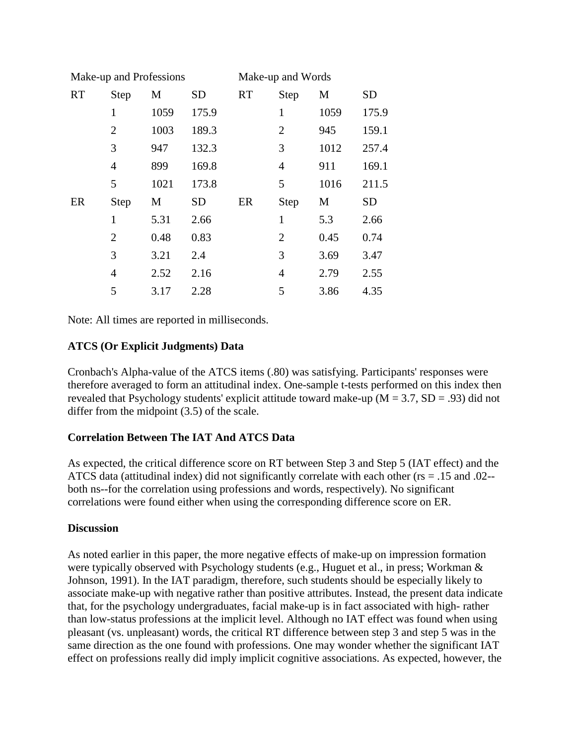| Make-up and Professions | | | | Make-up and Words | | | |
|---|---|---|---|---|---|---|---|
| RT | Step | M | SD | RT | Step | M | SD |
| | 1 | 1059 | 175.9 | | 1 | 1059 | 175.9 |
| | 2 | 1003 | 189.3 | | 2 | 945 | 159.1 |
| | 3 | 947 | 132.3 | | 3 | 1012 | 257.4 |
| | 4 | 899 | 169.8 | | 4 | 911 | 169.1 |
| | 5 | 1021 | 173.8 | | 5 | 1016 | 211.5 |
| ER | Step | M | SD | ER | Step | M | SD |
| | 1 | 5.31 | 2.66 | | 1 | 5.3 | 2.66 |
| | 2 | 0.48 | 0.83 | | 2 | 0.45 | 0.74 |
| | 3 | 3.21 | 2.4 | | 3 | 3.69 | 3.47 |
| | 4 | 2.52 | 2.16 | | 4 | 2.79 | 2.55 |
| | 5 | 3.17 | 2.28 | | 5 | 3.86 | 4.35 |

Note: All times are reported in milliseconds.

**ATCS (Or Explicit Judgments) Data**

Cronbach's Alpha-value of the ATCS items (.80) was satisfying. Participants' responses were therefore averaged to form an attitudinal index. One-sample t-tests performed on this index then revealed that Psychology students' explicit attitude toward make-up (M = 3.7, SD = .93) did not differ from the midpoint (3.5) of the scale.

**Correlation Between The IAT And ATCS Data**

As expected, the critical difference score on RT between Step 3 and Step 5 (IAT effect) and the ATCS data (attitudinal index) did not significantly correlate with each other (rs = .15 and .02--both ns--for the correlation using professions and words, respectively). No significant correlations were found either when using the corresponding difference score on ER.

**Discussion**

As noted earlier in this paper, the more negative effects of make-up on impression formation were typically observed with Psychology students (e.g., Huguet et al., in press; Workman & Johnson, 1991). In the IAT paradigm, therefore, such students should be especially likely to associate make-up with negative rather than positive attributes. Instead, the present data indicate that, for the psychology undergraduates, facial make-up is in fact associated with high- rather than low-status professions at the implicit level. Although no IAT effect was found when using pleasant (vs. unpleasant) words, the critical RT difference between step 3 and step 5 was in the same direction as the one found with professions. One may wonder whether the significant IAT effect on professions really did imply implicit cognitive associations. As expected, however, the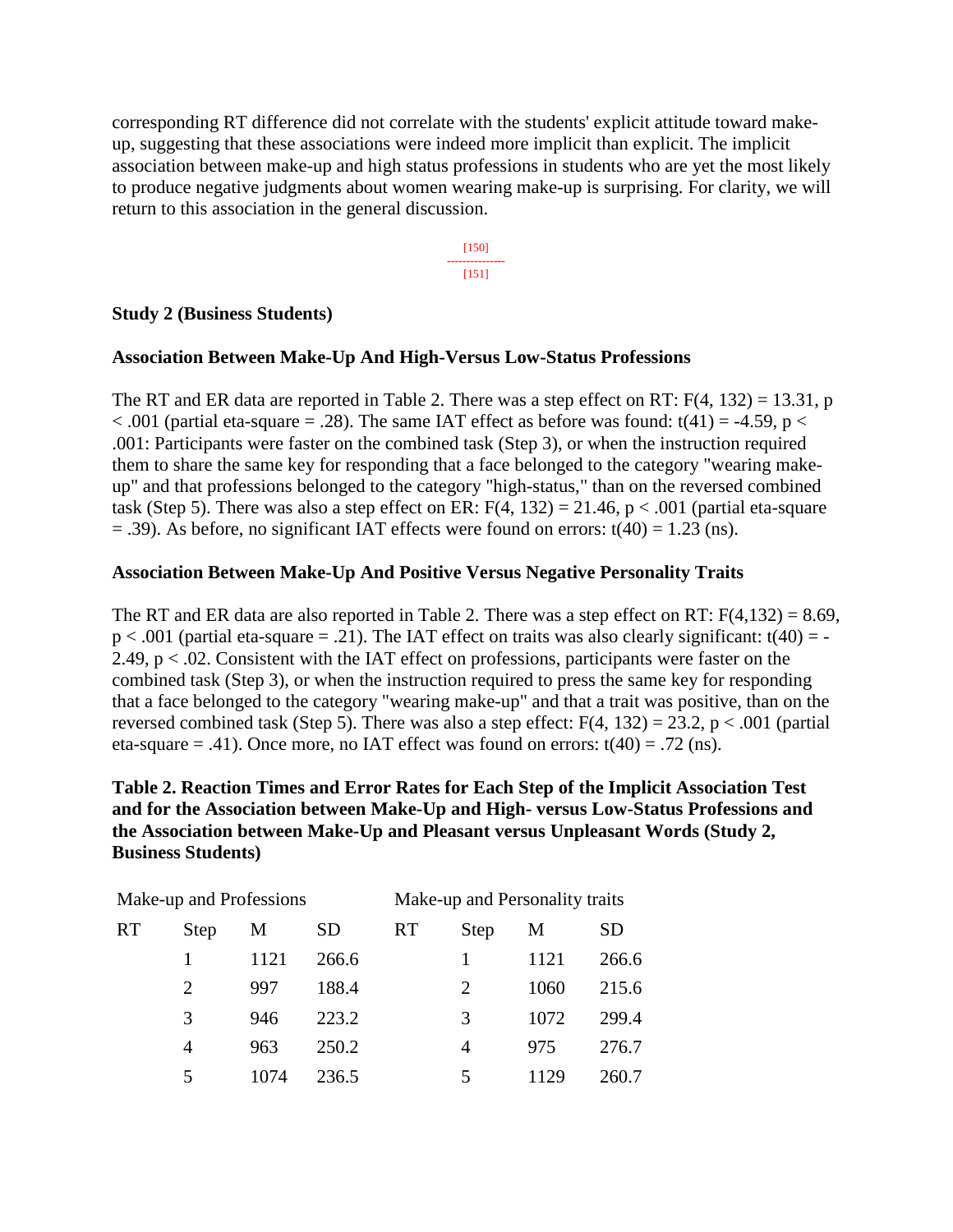corresponding RT difference did not correlate with the students' explicit attitude toward make-up, suggesting that these associations were indeed more implicit than explicit. The implicit association between make-up and high status professions in students who are yet the most likely to produce negative judgments about women wearing make-up is surprising. For clarity, we will return to this association in the general discussion.

[150]
---------------
[151]

### Study 2 (Business Students)

#### Association Between Make-Up And High-Versus Low-Status Professions

The RT and ER data are reported in Table 2. There was a step effect on RT: $F(4, 132) = 13.31$, $p < .001$ (partial eta-square = .28). The same IAT effect as before was found: $t(41) = -4.59$, $p < .001$: Participants were faster on the combined task (Step 3), or when the instruction required them to share the same key for responding that a face belonged to the category "wearing make-up" and that professions belonged to the category "high-status," than on the reversed combined task (Step 5). There was also a step effect on ER: $F(4, 132) = 21.46$, $p < .001$ (partial eta-square = .39). As before, no significant IAT effects were found on errors: $t(40) = 1.23$ (ns).

#### Association Between Make-Up And Positive Versus Negative Personality Traits

The RT and ER data are also reported in Table 2. There was a step effect on RT: $F(4,132) = 8.69$, $p < .001$ (partial eta-square = .21). The IAT effect on traits was also clearly significant: $t(40) = -2.49$, $p < .02$. Consistent with the IAT effect on professions, participants were faster on the combined task (Step 3), or when the instruction required to press the same key for responding that a face belonged to the category "wearing make-up" and that a trait was positive, than on the reversed combined task (Step 5). There was also a step effect: $F(4, 132) = 23.2$, $p < .001$ (partial eta-square = .41). Once more, no IAT effect was found on errors: $t(40) = .72$ (ns).

**Table 2. Reaction Times and Error Rates for Each Step of the Implicit Association Test and for the Association between Make-Up and High- versus Low-Status Professions and the Association between Make-Up and Pleasant versus Unpleasant Words (Study 2, Business Students)**

| Make-up and Professions | | | | Make-up and Personality traits | | | |
|---|---|---|---|---|---|---|---|
| RT | Step | M | SD | RT | Step | M | SD |
| | 1 | 1121 | 266.6 | | 1 | 1121 | 266.6 |
| | 2 | 997 | 188.4 | | 2 | 1060 | 215.6 |
| | 3 | 946 | 223.2 | | 3 | 1072 | 299.4 |
| | 4 | 963 | 250.2 | | 4 | 975 | 276.7 |
| | 5 | 1074 | 236.5 | | 5 | 1129 | 260.7 |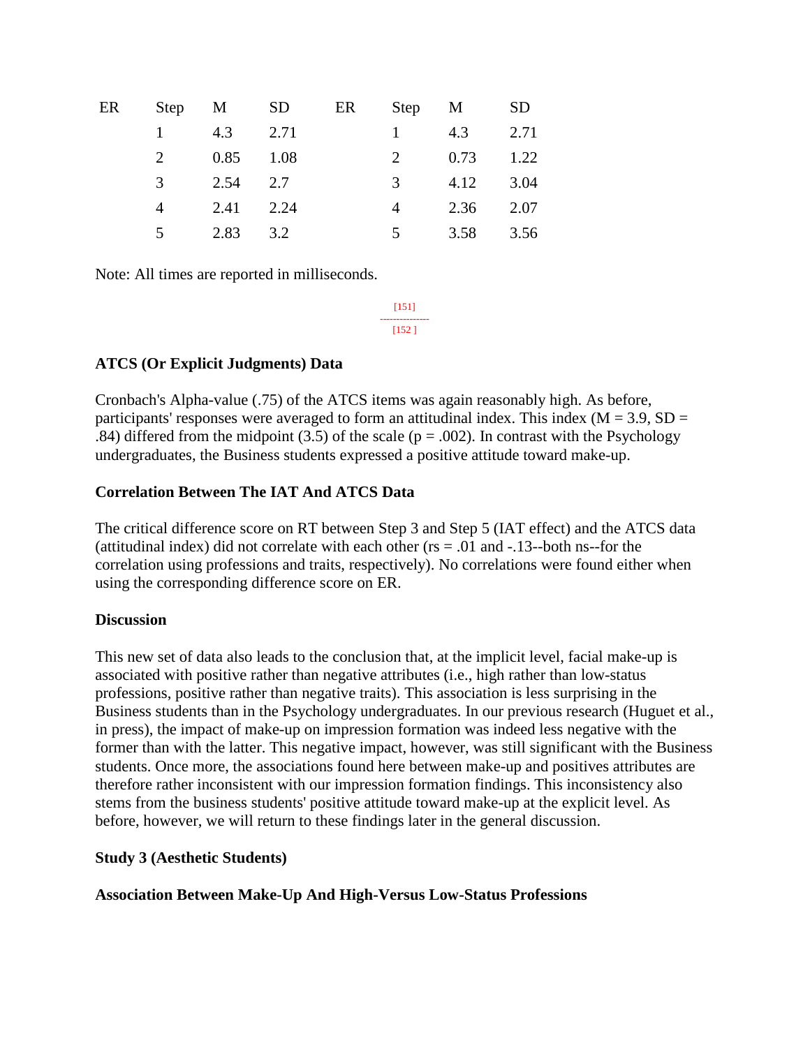| ER | Step | M | SD | ER | Step | M | SD |
|---|---|---|---|---|---|---|---|
| | 1 | 4.3 | 2.71 | | 1 | 4.3 | 2.71 |
| | 2 | 0.85 | 1.08 | | 2 | 0.73 | 1.22 |
| | 3 | 2.54 | 2.7 | | 3 | 4.12 | 3.04 |
| | 4 | 2.41 | 2.24 | | 4 | 2.36 | 2.07 |
| | 5 | 2.83 | 3.2 | | 5 | 3.58 | 3.56 |

Note: All times are reported in milliseconds.

[151]
---------------
[152 ]

### ATCS (Or Explicit Judgments) Data

Cronbach's Alpha-value (.75) of the ATCS items was again reasonably high. As before, participants' responses were averaged to form an attitudinal index. This index ($M = 3.9$, $SD = .84$) differed from the midpoint (3.5) of the scale ($p = .002$). In contrast with the Psychology undergraduates, the Business students expressed a positive attitude toward make-up.

### Correlation Between The IAT And ATCS Data

The critical difference score on RT between Step 3 and Step 5 (IAT effect) and the ATCS data (attitudinal index) did not correlate with each other ($rs = .01$ and $-.13$--both ns--for the correlation using professions and traits, respectively). No correlations were found either when using the corresponding difference score on ER.

### Discussion

This new set of data also leads to the conclusion that, at the implicit level, facial make-up is associated with positive rather than negative attributes (i.e., high rather than low-status professions, positive rather than negative traits). This association is less surprising in the Business students than in the Psychology undergraduates. In our previous research (Huguet et al., in press), the impact of make-up on impression formation was indeed less negative with the former than with the latter. This negative impact, however, was still significant with the Business students. Once more, the associations found here between make-up and positives attributes are therefore rather inconsistent with our impression formation findings. This inconsistency also stems from the business students' positive attitude toward make-up at the explicit level. As before, however, we will return to these findings later in the general discussion.

### Study 3 (Aesthetic Students)

### Association Between Make-Up And High-Versus Low-Status Professions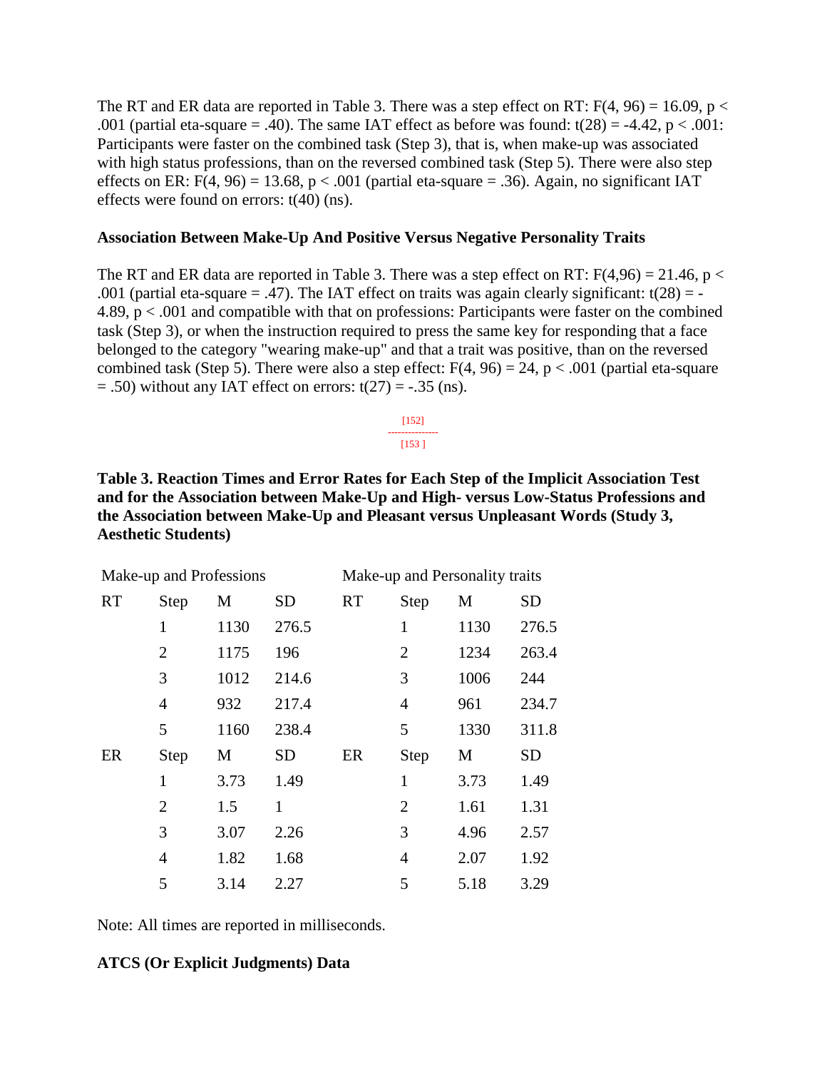The RT and ER data are reported in Table 3. There was a step effect on RT: $F(4, 96) = 16.09$, $p < .001$ (partial eta-square = .40). The same IAT effect as before was found: $t(28) = -4.42$, $p < .001$: Participants were faster on the combined task (Step 3), that is, when make-up was associated with high status professions, than on the reversed combined task (Step 5). There were also step effects on ER: $F(4, 96) = 13.68$, $p < .001$ (partial eta-square = .36). Again, no significant IAT effects were found on errors: $t(40)$ (ns).

**Association Between Make-Up And Positive Versus Negative Personality Traits**

The RT and ER data are reported in Table 3. There was a step effect on RT: $F(4,96) = 21.46$, $p < .001$ (partial eta-square = .47). The IAT effect on traits was again clearly significant: $t(28) = -4.89$, $p < .001$ and compatible with that on professions: Participants were faster on the combined task (Step 3), or when the instruction required to press the same key for responding that a face belonged to the category "wearing make-up" and that a trait was positive, than on the reversed combined task (Step 5). There were also a step effect: $F(4, 96) = 24$, $p < .001$ (partial eta-square = .50) without any IAT effect on errors: $t(27) = -.35$ (ns).

[152]
---------------
[153 ]

**Table 3. Reaction Times and Error Rates for Each Step of the Implicit Association Test and for the Association between Make-Up and High- versus Low-Status Professions and the Association between Make-Up and Pleasant versus Unpleasant Words (Study 3, Aesthetic Students)**

| Make-up and Professions | | | | Make-up and Personality traits | | | |
|---|---|---|---|---|---|---|---|
| RT | Step | M | SD | RT | Step | M | SD |
| | 1 | 1130 | 276.5 | | 1 | 1130 | 276.5 |
| | 2 | 1175 | 196 | | 2 | 1234 | 263.4 |
| | 3 | 1012 | 214.6 | | 3 | 1006 | 244 |
| | 4 | 932 | 217.4 | | 4 | 961 | 234.7 |
| | 5 | 1160 | 238.4 | | 5 | 1330 | 311.8 |
| ER | Step | M | SD | ER | Step | M | SD |
| | 1 | 3.73 | 1.49 | | 1 | 3.73 | 1.49 |
| | 2 | 1.5 | 1 | | 2 | 1.61 | 1.31 |
| | 3 | 3.07 | 2.26 | | 3 | 4.96 | 2.57 |
| | 4 | 1.82 | 1.68 | | 4 | 2.07 | 1.92 |
| | 5 | 3.14 | 2.27 | | 5 | 5.18 | 3.29 |

Note: All times are reported in milliseconds.

**ATCS (Or Explicit Judgments) Data**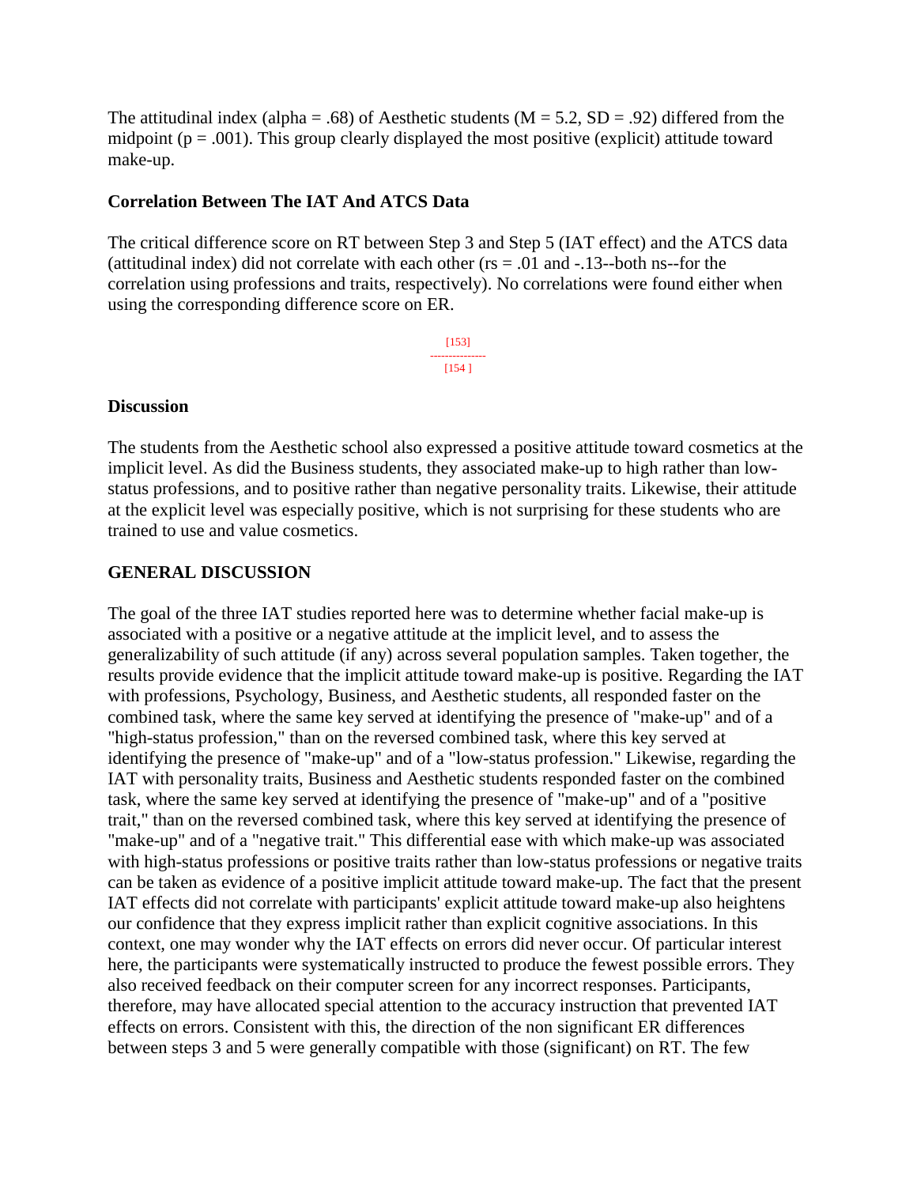The attitudinal index (alpha = .68) of Aesthetic students ($M = 5.2$, $SD = .92$) differed from the midpoint ($p = .001$). This group clearly displayed the most positive (explicit) attitude toward make-up.

### Correlation Between The IAT And ATCS Data

The critical difference score on RT between Step 3 and Step 5 (IAT effect) and the ATCS data (attitudinal index) did not correlate with each other (rs = .01 and -.13--both ns--for the correlation using professions and traits, respectively). No correlations were found either when using the corresponding difference score on ER.

### Discussion

The students from the Aesthetic school also expressed a positive attitude toward cosmetics at the implicit level. As did the Business students, they associated make-up to high rather than low-status professions, and to positive rather than negative personality traits. Likewise, their attitude at the explicit level was especially positive, which is not surprising for these students who are trained to use and value cosmetics.

## GENERAL DISCUSSION

The goal of the three IAT studies reported here was to determine whether facial make-up is associated with a positive or a negative attitude at the implicit level, and to assess the generalizability of such attitude (if any) across several population samples. Taken together, the results provide evidence that the implicit attitude toward make-up is positive. Regarding the IAT with professions, Psychology, Business, and Aesthetic students, all responded faster on the combined task, where the same key served at identifying the presence of "make-up" and of a "high-status profession," than on the reversed combined task, where this key served at identifying the presence of "make-up" and of a "low-status profession." Likewise, regarding the IAT with personality traits, Business and Aesthetic students responded faster on the combined task, where the same key served at identifying the presence of "make-up" and of a "positive trait," than on the reversed combined task, where this key served at identifying the presence of "make-up" and of a "negative trait." This differential ease with which make-up was associated with high-status professions or positive traits rather than low-status professions or negative traits can be taken as evidence of a positive implicit attitude toward make-up. The fact that the present IAT effects did not correlate with participants' explicit attitude toward make-up also heightens our confidence that they express implicit rather than explicit cognitive associations. In this context, one may wonder why the IAT effects on errors did never occur. Of particular interest here, the participants were systematically instructed to produce the fewest possible errors. They also received feedback on their computer screen for any incorrect responses. Participants, therefore, may have allocated special attention to the accuracy instruction that prevented IAT effects on errors. Consistent with this, the direction of the non significant ER differences between steps 3 and 5 were generally compatible with those (significant) on RT. The few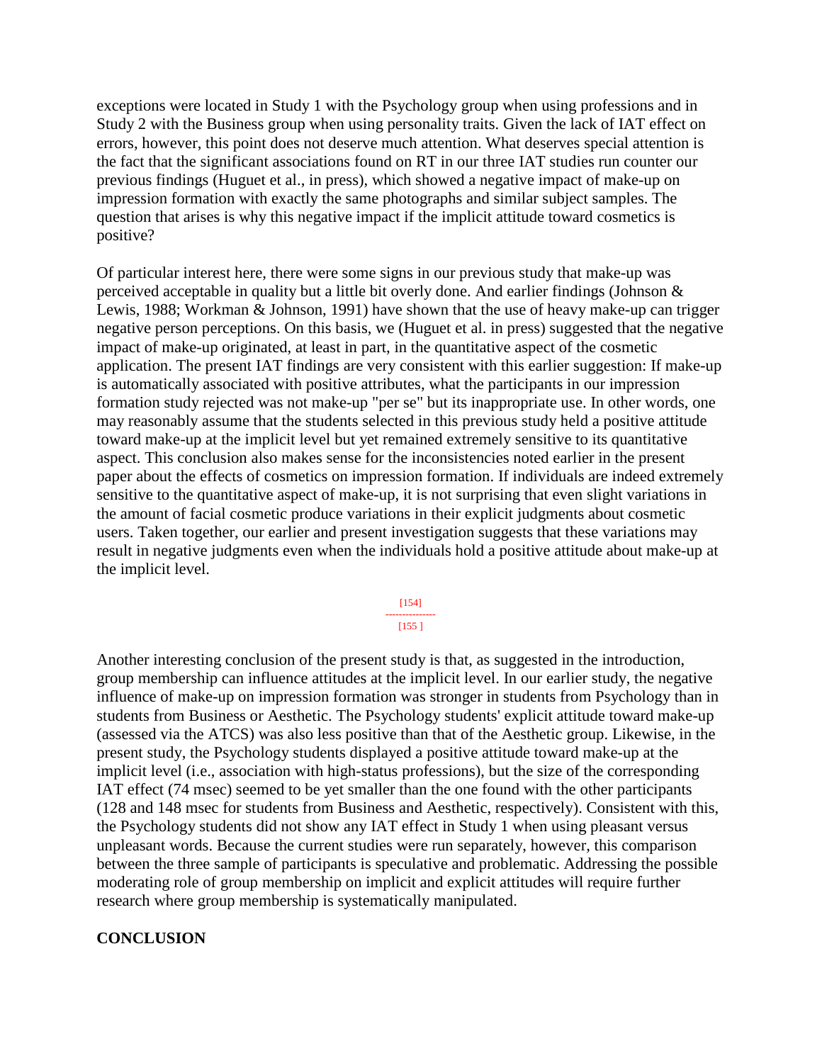exceptions were located in Study 1 with the Psychology group when using professions and in Study 2 with the Business group when using personality traits. Given the lack of IAT effect on errors, however, this point does not deserve much attention. What deserves special attention is the fact that the significant associations found on RT in our three IAT studies run counter our previous findings (Huguet et al., in press), which showed a negative impact of make-up on impression formation with exactly the same photographs and similar subject samples. The question that arises is why this negative impact if the implicit attitude toward cosmetics is positive?

Of particular interest here, there were some signs in our previous study that make-up was perceived acceptable in quality but a little bit overly done. And earlier findings (Johnson & Lewis, 1988; Workman & Johnson, 1991) have shown that the use of heavy make-up can trigger negative person perceptions. On this basis, we (Huguet et al. in press) suggested that the negative impact of make-up originated, at least in part, in the quantitative aspect of the cosmetic application. The present IAT findings are very consistent with this earlier suggestion: If make-up is automatically associated with positive attributes, what the participants in our impression formation study rejected was not make-up "per se" but its inappropriate use. In other words, one may reasonably assume that the students selected in this previous study held a positive attitude toward make-up at the implicit level but yet remained extremely sensitive to its quantitative aspect. This conclusion also makes sense for the inconsistencies noted earlier in the present paper about the effects of cosmetics on impression formation. If individuals are indeed extremely sensitive to the quantitative aspect of make-up, it is not surprising that even slight variations in the amount of facial cosmetic produce variations in their explicit judgments about cosmetic users. Taken together, our earlier and present investigation suggests that these variations may result in negative judgments even when the individuals hold a positive attitude about make-up at the implicit level.

Another interesting conclusion of the present study is that, as suggested in the introduction, group membership can influence attitudes at the implicit level. In our earlier study, the negative influence of make-up on impression formation was stronger in students from Psychology than in students from Business or Aesthetic. The Psychology students' explicit attitude toward make-up (assessed via the ATCS) was also less positive than that of the Aesthetic group. Likewise, in the present study, the Psychology students displayed a positive attitude toward make-up at the implicit level (i.e., association with high-status professions), but the size of the corresponding IAT effect (74 msec) seemed to be yet smaller than the one found with the other participants (128 and 148 msec for students from Business and Aesthetic, respectively). Consistent with this, the Psychology students did not show any IAT effect in Study 1 when using pleasant versus unpleasant words. Because the current studies were run separately, however, this comparison between the three sample of participants is speculative and problematic. Addressing the possible moderating role of group membership on implicit and explicit attitudes will require further research where group membership is systematically manipulated.

## CONCLUSION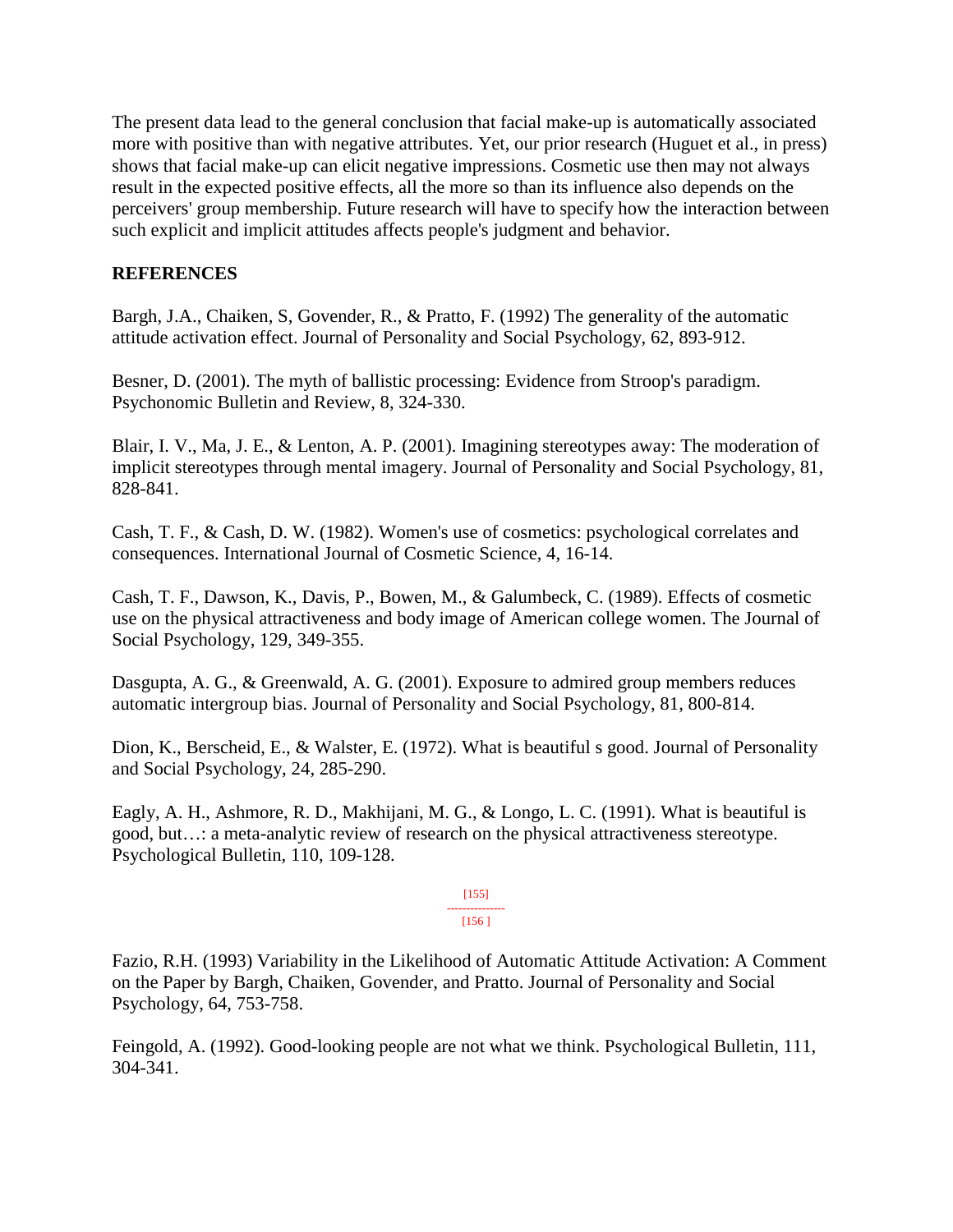The present data lead to the general conclusion that facial make-up is automatically associated more with positive than with negative attributes. Yet, our prior research (Huguet et al., in press) shows that facial make-up can elicit negative impressions. Cosmetic use then may not always result in the expected positive effects, all the more so than its influence also depends on the perceivers' group membership. Future research will have to specify how the interaction between such explicit and implicit attitudes affects people's judgment and behavior.

## REFERENCES

Bargh, J.A., Chaiken, S, Govender, R., & Pratto, F. (1992) The generality of the automatic attitude activation effect. Journal of Personality and Social Psychology, 62, 893-912.

Besner, D. (2001). The myth of ballistic processing: Evidence from Stroop's paradigm. Psychonomic Bulletin and Review, 8, 324-330.

Blair, I. V., Ma, J. E., & Lenton, A. P. (2001). Imagining stereotypes away: The moderation of implicit stereotypes through mental imagery. Journal of Personality and Social Psychology, 81, 828-841.

Cash, T. F., & Cash, D. W. (1982). Women's use of cosmetics: psychological correlates and consequences. International Journal of Cosmetic Science, 4, 16-14.

Cash, T. F., Dawson, K., Davis, P., Bowen, M., & Galumbeck, C. (1989). Effects of cosmetic use on the physical attractiveness and body image of American college women. The Journal of Social Psychology, 129, 349-355.

Dasgupta, A. G., & Greenwald, A. G. (2001). Exposure to admired group members reduces automatic intergroup bias. Journal of Personality and Social Psychology, 81, 800-814.

Dion, K., Berscheid, E., & Walster, E. (1972). What is beautiful s good. Journal of Personality and Social Psychology, 24, 285-290.

Eagly, A. H., Ashmore, R. D., Makhijani, M. G., & Longo, L. C. (1991). What is beautiful is good, but…: a meta-analytic review of research on the physical attractiveness stereotype. Psychological Bulletin, 110, 109-128.

Fazio, R.H. (1993) Variability in the Likelihood of Automatic Attitude Activation: A Comment on the Paper by Bargh, Chaiken, Govender, and Pratto. Journal of Personality and Social Psychology, 64, 753-758.

Feingold, A. (1992). Good-looking people are not what we think. Psychological Bulletin, 111, 304-341.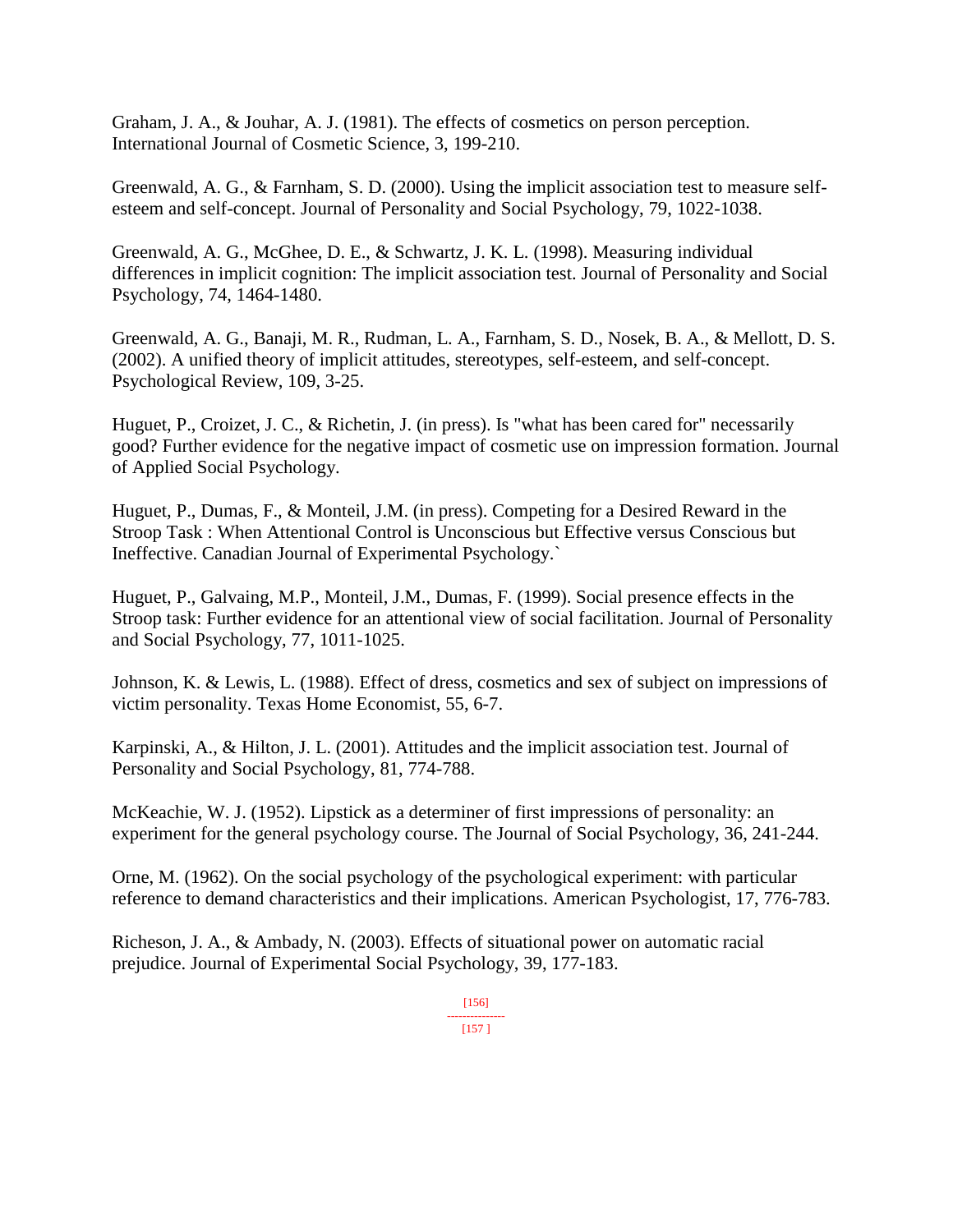Graham, J. A., & Jouhar, A. J. (1981). The effects of cosmetics on person perception. International Journal of Cosmetic Science, 3, 199-210.

Greenwald, A. G., & Farnham, S. D. (2000). Using the implicit association test to measure self-esteem and self-concept. Journal of Personality and Social Psychology, 79, 1022-1038.

Greenwald, A. G., McGhee, D. E., & Schwartz, J. K. L. (1998). Measuring individual differences in implicit cognition: The implicit association test. Journal of Personality and Social Psychology, 74, 1464-1480.

Greenwald, A. G., Banaji, M. R., Rudman, L. A., Farnham, S. D., Nosek, B. A., & Mellott, D. S. (2002). A unified theory of implicit attitudes, stereotypes, self-esteem, and self-concept. Psychological Review, 109, 3-25.

Huguet, P., Croizet, J. C., & Richetin, J. (in press). Is "what has been cared for" necessarily good? Further evidence for the negative impact of cosmetic use on impression formation. Journal of Applied Social Psychology.

Huguet, P., Dumas, F., & Monteil, J.M. (in press). Competing for a Desired Reward in the Stroop Task : When Attentional Control is Unconscious but Effective versus Conscious but Ineffective. Canadian Journal of Experimental Psychology.`

Huguet, P., Galvaing, M.P., Monteil, J.M., Dumas, F. (1999). Social presence effects in the Stroop task: Further evidence for an attentional view of social facilitation. Journal of Personality and Social Psychology, 77, 1011-1025.

Johnson, K. & Lewis, L. (1988). Effect of dress, cosmetics and sex of subject on impressions of victim personality. Texas Home Economist, 55, 6-7.

Karpinski, A., & Hilton, J. L. (2001). Attitudes and the implicit association test. Journal of Personality and Social Psychology, 81, 774-788.

McKeachie, W. J. (1952). Lipstick as a determiner of first impressions of personality: an experiment for the general psychology course. The Journal of Social Psychology, 36, 241-244.

Orne, M. (1962). On the social psychology of the psychological experiment: with particular reference to demand characteristics and their implications. American Psychologist, 17, 776-783.

Richeson, J. A., & Ambady, N. (2003). Effects of situational power on automatic racial prejudice. Journal of Experimental Social Psychology, 39, 177-183.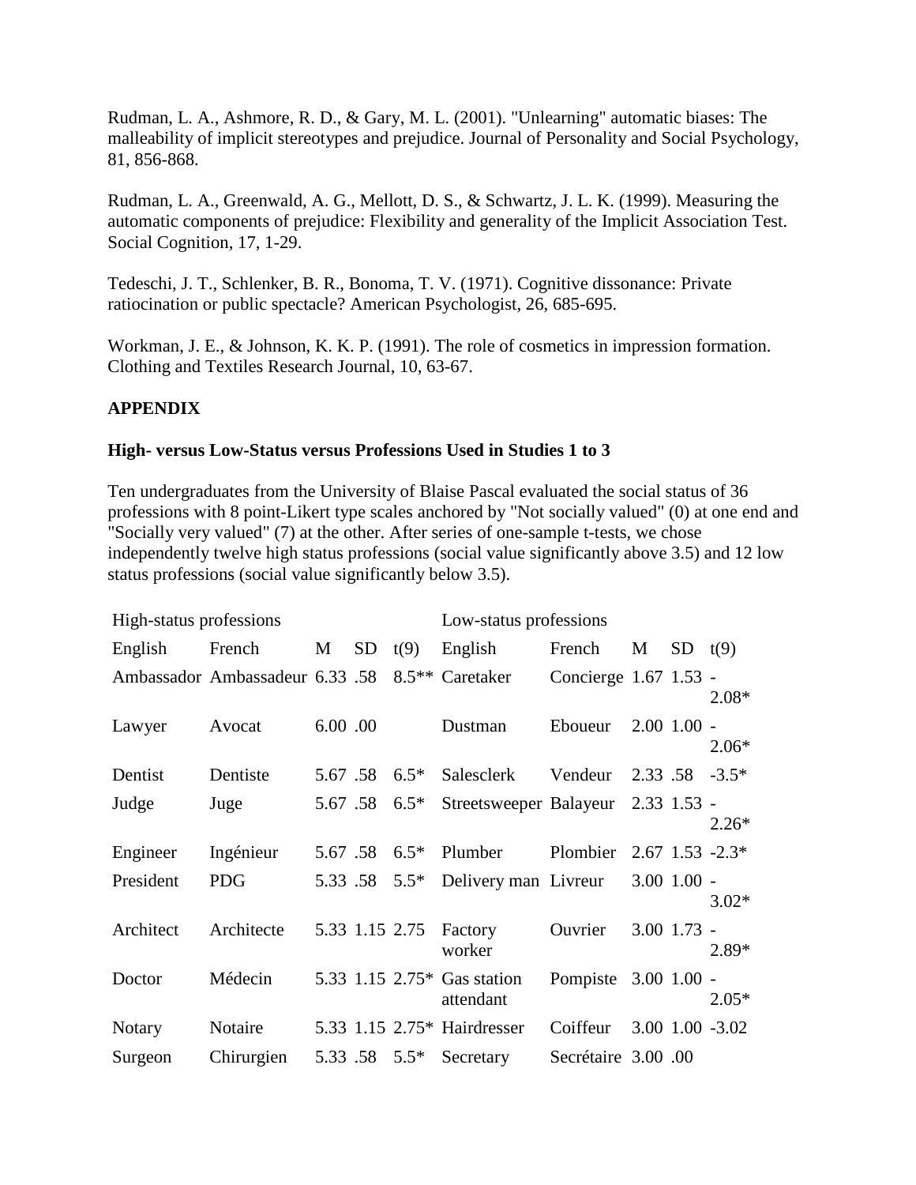Rudman, L. A., Ashmore, R. D., & Gary, M. L. (2001). "Unlearning" automatic biases: The malleability of implicit stereotypes and prejudice. Journal of Personality and Social Psychology, 81, 856-868.

Rudman, L. A., Greenwald, A. G., Mellott, D. S., & Schwartz, J. L. K. (1999). Measuring the automatic components of prejudice: Flexibility and generality of the Implicit Association Test. Social Cognition, 17, 1-29.

Tedeschi, J. T., Schlenker, B. R., Bonoma, T. V. (1971). Cognitive dissonance: Private ratiocination or public spectacle? American Psychologist, 26, 685-695.

Workman, J. E., & Johnson, K. K. P. (1991). The role of cosmetics in impression formation. Clothing and Textiles Research Journal, 10, 63-67.

## APPENDIX

### High- versus Low-Status versus Professions Used in Studies 1 to 3

Ten undergraduates from the University of Blaise Pascal evaluated the social status of 36 professions with 8 point-Likert type scales anchored by "Not socially valued" (0) at one end and "Socially very valued" (7) at the other. After series of one-sample t-tests, we chose independently twelve high status professions (social value significantly above 3.5) and 12 low status professions (social value significantly below 3.5).

| High-status professions | | | | | Low-status professions | | | | |
|---|---|---|---|---|---|---|---|---|---|
| English | French | M | SD | t(9) | English | French | M | SD | t(9) |
| Ambassador | Ambassadeur | 6.33 | .58 | 8.5** | Caretaker | Concierge | 1.67 | 1.53 | -2.08* |
| Lawyer | Avocat | 6.00 | .00 | | Dustman | Eboueur | 2.00 | 1.00 | -2.06* |
| Dentist | Dentiste | 5.67 | .58 | 6.5* | Salesclerk | Vendeur | 2.33 | .58 | -3.5* |
| Judge | Juge | 5.67 | .58 | 6.5* | Streetsweeper | Balayeur | 2.33 | 1.53 | -2.26* |
| Engineer | Ingénieur | 5.67 | .58 | 6.5* | Plumber | Plombier | 2.67 | 1.53 | -2.3* |
| President | PDG | 5.33 | .58 | 5.5* | Delivery man | Livreur | 3.00 | 1.00 | -3.02* |
| Architect | Architecte | 5.33 | 1.15 | 2.75 | Factory worker | Ouvrier | 3.00 | 1.73 | -2.89* |
| Doctor | Médecin | 5.33 | 1.15 | 2.75* | Gas station attendant | Pompiste | 3.00 | 1.00 | -2.05* |
| Notary | Notaire | 5.33 | 1.15 | 2.75* | Hairdresser | Coiffeur | 3.00 | 1.00 | -3.02 |
| Surgeon | Chirurgien | 5.33 | .58 | 5.5* | Secretary | Secrétaire | 3.00 | .00 | |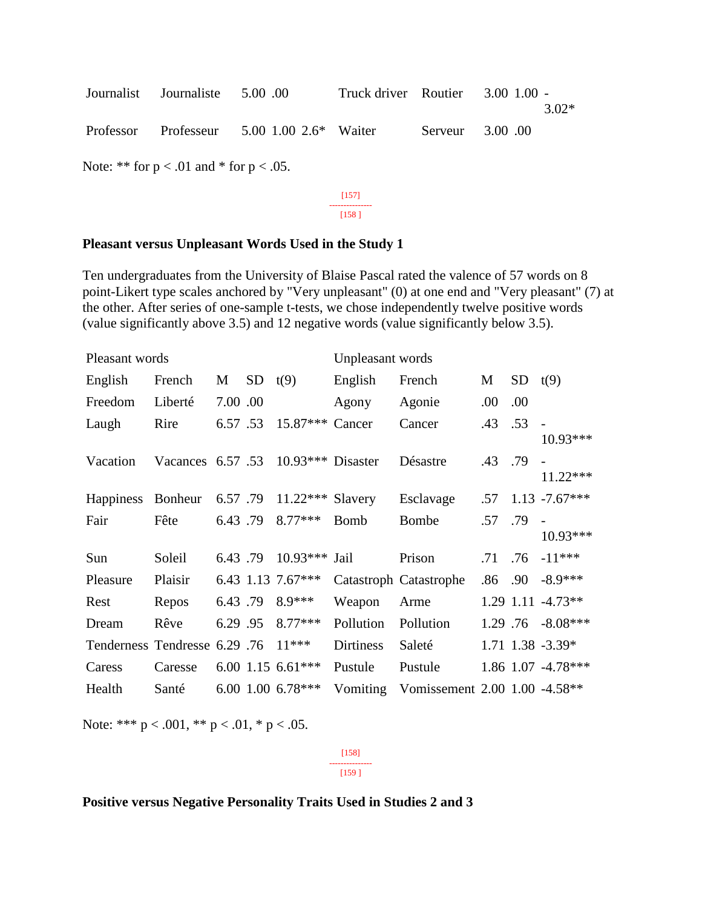| Journalist | Journaliste | 5.00 | .00 | | Truck driver | Routier | 3.00 | 1.00 | -3.02* |
|---|---|---|---|---|---|---|---|---|---|
| Professor | Professeur | 5.00 | 1.00 | 2.6* | Waiter | Serveur | 3.00 | .00 | |

Note: ** for $p < .01$ and * for $p < .05$.

**Pleasant versus Unpleasant Words Used in the Study 1**

Ten undergraduates from the University of Blaise Pascal rated the valence of 57 words on 8 point-Likert type scales anchored by "Very unpleasant" (0) at one end and "Very pleasant" (7) at the other. After series of one-sample t-tests, we chose independently twelve positive words (value significantly above 3.5) and 12 negative words (value significantly below 3.5).

| Pleasant words | | | | | Unpleasant words | | | | |
|---|---|---|---|---|---|---|---|---|---|
| English | French | M | SD | t(9) | English | French | M | SD | t(9) |
| Freedom | Liberté | 7.00 | .00 | | Agony | Agonie | .00 | .00 | |
| Laugh | Rire | 6.57 | .53 | 15.87*** | Cancer | Cancer | .43 | .53 | -10.93*** |
| Vacation | Vacances | 6.57 | .53 | 10.93*** | Disaster | Désastre | .43 | .79 | -11.22*** |
| Happiness | Bonheur | 6.57 | .79 | 11.22*** | Slavery | Esclavage | .57 | 1.13 | -7.67*** |
| Fair | Fête | 6.43 | .79 | 8.77*** | Bomb | Bombe | .57 | .79 | -10.93*** |
| Sun | Soleil | 6.43 | .79 | 10.93*** | Jail | Prison | .71 | .76 | -11*** |
| Pleasure | Plaisir | 6.43 | 1.13 | 7.67*** | Catastroph | Catastrophe | .86 | .90 | -8.9*** |
| Rest | Repos | 6.43 | .79 | 8.9*** | Weapon | Arme | 1.29 | 1.11 | -4.73** |
| Dream | Rêve | 6.29 | .95 | 8.77*** | Pollution | Pollution | 1.29 | .76 | -8.08*** |
| Tenderness | Tendresse | 6.29 | .76 | 11*** | Dirtiness | Saleté | 1.71 | 1.38 | -3.39* |
| Caress | Caresse | 6.00 | 1.15 | 6.61*** | Pustule | Pustule | 1.86 | 1.07 | -4.78*** |
| Health | Santé | 6.00 | 1.00 | 6.78*** | Vomiting | Vomissement | 2.00 | 1.00 | -4.58** |

Note: *** $p < .001$, ** $p < .01$, * $p < .05$.

**Positive versus Negative Personality Traits Used in Studies 2 and 3**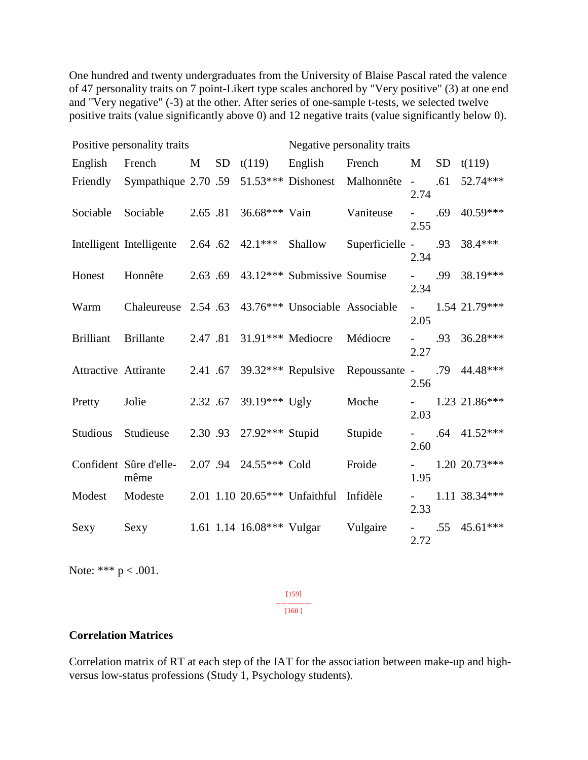One hundred and twenty undergraduates from the University of Blaise Pascal rated the valence of 47 personality traits on 7 point-Likert type scales anchored by "Very positive" (3) at one end and "Very negative" (-3) at the other. After series of one-sample t-tests, we selected twelve positive traits (value significantly above 0) and 12 negative traits (value significantly below 0).

| Positive personality traits | | | | | Negative personality traits | | | | |
|---|---|---|---|---|---|---|---|---|---|
| English | French | M | SD | t(119) | English | French | M | SD | t(119) |
| Friendly | Sympathique | 2.70 | .59 | 51.53*** | Dishonest | Malhonnête | -2.74 | .61 | 52.74*** |
| Sociable | Sociable | 2.65 | .81 | 36.68*** | Vain | Vaniteuse | -2.55 | .69 | 40.59*** |
| Intelligent | Intelligente | 2.64 | .62 | 42.1*** | Shallow | Superficielle | -2.34 | .93 | 38.4*** |
| Honest | Honnête | 2.63 | .69 | 43.12*** | Submissive | Soumise | -2.34 | .99 | 38.19*** |
| Warm | Chaleureuse | 2.54 | .63 | 43.76*** | Unsociable | Associable | -2.05 | 1.54 | 21.79*** |
| Brilliant | Brillante | 2.47 | .81 | 31.91*** | Mediocre | Médiocre | -2.27 | .93 | 36.28*** |
| Attractive | Attirante | 2.41 | .67 | 39.32*** | Repulsive | Repoussante | -2.56 | .79 | 44.48*** |
| Pretty | Jolie | 2.32 | .67 | 39.19*** | Ugly | Moche | -2.03 | 1.23 | 21.86*** |
| Studious | Studieuse | 2.30 | .93 | 27.92*** | Stupid | Stupide | -2.60 | .64 | 41.52*** |
| Confident | Sûre d'elle-même | 2.07 | .94 | 24.55*** | Cold | Froide | -1.95 | 1.20 | 20.73*** |
| Modest | Modeste | 2.01 | 1.10 | 20.65*** | Unfaithful | Infidèle | -2.33 | 1.11 | 38.34*** |
| Sexy | Sexy | 1.61 | 1.14 | 16.08*** | Vulgar | Vulgaire | -2.72 | .55 | 45.61*** |

Note: *** $p < .001$.

[159]
---------------
[160 ]

**Correlation Matrices**

Correlation matrix of RT at each step of the IAT for the association between make-up and high- versus low-status professions (Study 1, Psychology students).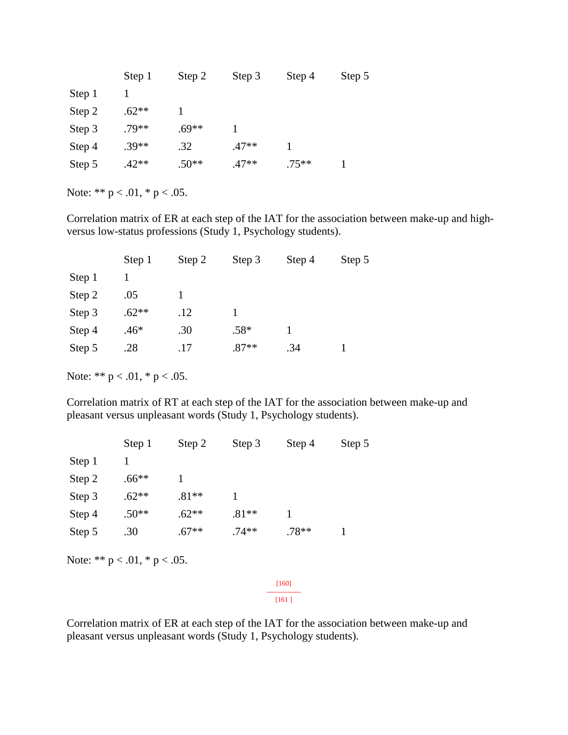|  | Step 1 | Step 2 | Step 3 | Step 4 | Step 5 |
|---|---|---|---|---|---|
| Step 1 | 1 |  |  |  |  |
| Step 2 | .62** | 1 |  |  |  |
| Step 3 | .79** | .69** | 1 |  |  |
| Step 4 | .39** | .32 | .47** | 1 |  |
| Step 5 | .42** | .50** | .47** | .75** | 1 |

Note: ** p < .01, * p < .05.

Correlation matrix of ER at each step of the IAT for the association between make-up and high- versus low-status professions (Study 1, Psychology students).

|  | Step 1 | Step 2 | Step 3 | Step 4 | Step 5 |
|---|---|---|---|---|---|
| Step 1 | 1 |  |  |  |  |
| Step 2 | .05 | 1 |  |  |  |
| Step 3 | .62** | .12 | 1 |  |  |
| Step 4 | .46* | .30 | .58* | 1 |  |
| Step 5 | .28 | .17 | .87** | .34 | 1 |

Note: ** p < .01, * p < .05.

Correlation matrix of RT at each step of the IAT for the association between make-up and pleasant versus unpleasant words (Study 1, Psychology students).

|  | Step 1 | Step 2 | Step 3 | Step 4 | Step 5 |
|---|---|---|---|---|---|
| Step 1 | 1 |  |  |  |  |
| Step 2 | .66** | 1 |  |  |  |
| Step 3 | .62** | .81** | 1 |  |  |
| Step 4 | .50** | .62** | .81** | 1 |  |
| Step 5 | .30 | .67** | .74** | .78** | 1 |

Note: ** p < .01, * p < .05.

[160]
---------------
[161 ]

Correlation matrix of ER at each step of the IAT for the association between make-up and pleasant versus unpleasant words (Study 1, Psychology students).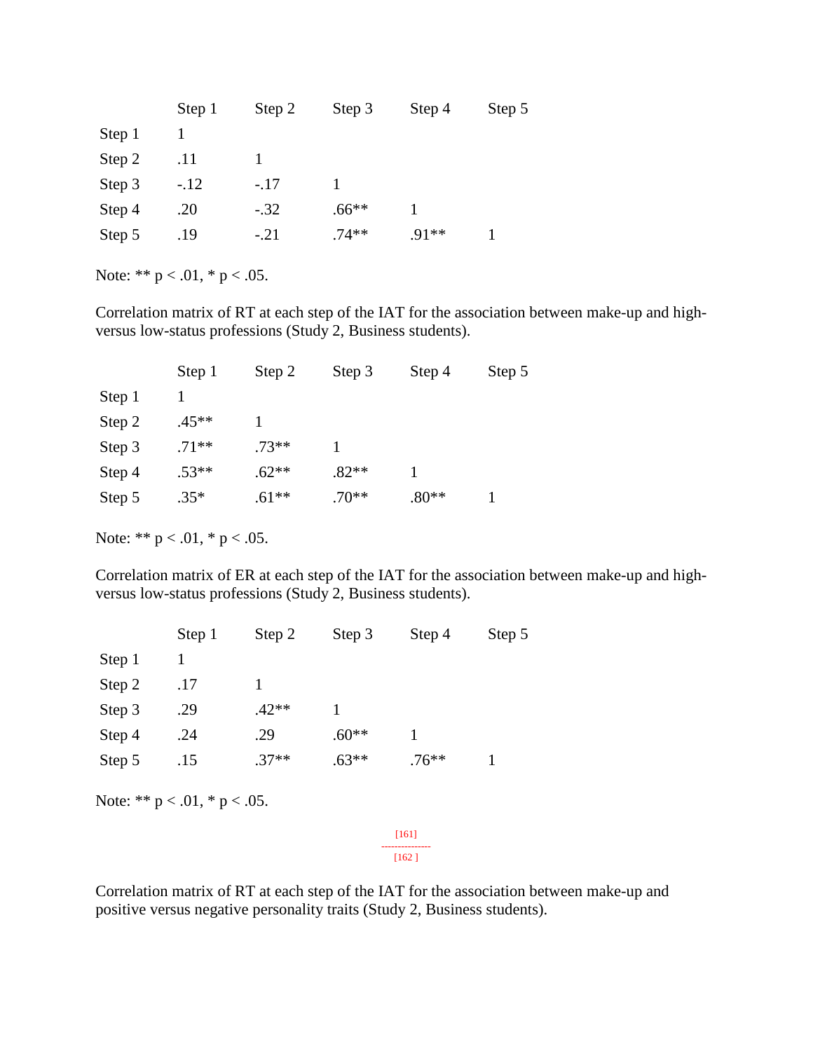|  | Step 1 | Step 2 | Step 3 | Step 4 | Step 5 |
|---|---|---|---|---|---|
| Step 1 | 1 |  |  |  |  |
| Step 2 | .11 | 1 |  |  |  |
| Step 3 | -.12 | -.17 | 1 |  |  |
| Step 4 | .20 | -.32 | .66** | 1 |  |
| Step 5 | .19 | -.21 | .74** | .91** | 1 |

Note: ** p < .01, * p < .05.

Correlation matrix of RT at each step of the IAT for the association between make-up and high- versus low-status professions (Study 2, Business students).

|  | Step 1 | Step 2 | Step 3 | Step 4 | Step 5 |
|---|---|---|---|---|---|
| Step 1 | 1 |  |  |  |  |
| Step 2 | .45** | 1 |  |  |  |
| Step 3 | .71** | .73** | 1 |  |  |
| Step 4 | .53** | .62** | .82** | 1 |  |
| Step 5 | .35* | .61** | .70** | .80** | 1 |

Note: ** p < .01, * p < .05.

Correlation matrix of ER at each step of the IAT for the association between make-up and high- versus low-status professions (Study 2, Business students).

|  | Step 1 | Step 2 | Step 3 | Step 4 | Step 5 |
|---|---|---|---|---|---|
| Step 1 | 1 |  |  |  |  |
| Step 2 | .17 | 1 |  |  |  |
| Step 3 | .29 | .42** | 1 |  |  |
| Step 4 | .24 | .29 | .60** | 1 |  |
| Step 5 | .15 | .37** | .63** | .76** | 1 |

Note: ** p < .01, * p < .05.

Correlation matrix of RT at each step of the IAT for the association between make-up and positive versus negative personality traits (Study 2, Business students).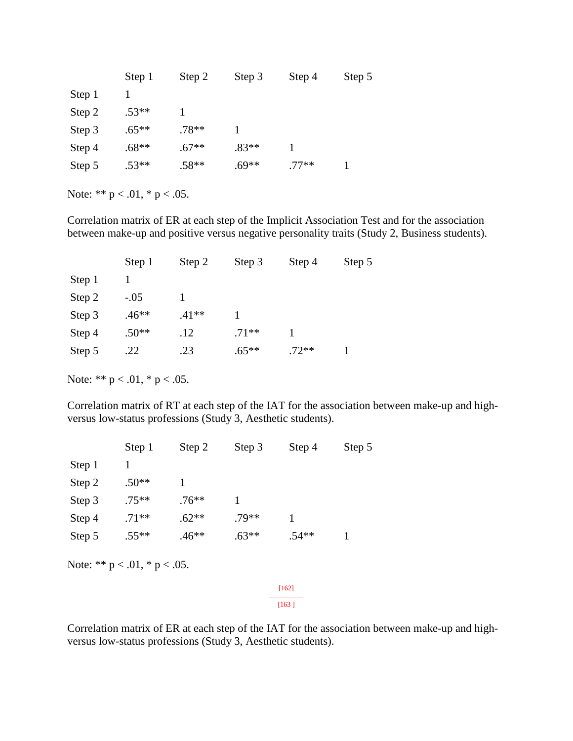| | Step 1 | Step 2 | Step 3 | Step 4 | Step 5 |
|---|---|---|---|---|---|
| Step 1 | 1 | | | | |
| Step 2 | .53** | 1 | | | |
| Step 3 | .65** | .78** | 1 | | |
| Step 4 | .68** | .67** | .83** | 1 | |
| Step 5 | .53** | .58** | .69** | .77** | 1 |

Note: ** p < .01, * p < .05.

Correlation matrix of ER at each step of the Implicit Association Test and for the association between make-up and positive versus negative personality traits (Study 2, Business students).

| | Step 1 | Step 2 | Step 3 | Step 4 | Step 5 |
|---|---|---|---|---|---|
| Step 1 | 1 | | | | |
| Step 2 | -.05 | 1 | | | |
| Step 3 | .46** | .41** | 1 | | |
| Step 4 | .50** | .12 | .71** | 1 | |
| Step 5 | .22 | .23 | .65** | .72** | 1 |

Note: ** p < .01, * p < .05.

Correlation matrix of RT at each step of the IAT for the association between make-up and high- versus low-status professions (Study 3, Aesthetic students).

| | Step 1 | Step 2 | Step 3 | Step 4 | Step 5 |
|---|---|---|---|---|---|
| Step 1 | 1 | | | | |
| Step 2 | .50** | 1 | | | |
| Step 3 | .75** | .76** | 1 | | |
| Step 4 | .71** | .62** | .79** | 1 | |
| Step 5 | .55** | .46** | .63** | .54** | 1 |

Note: ** p < .01, * p < .05.

[162]
---------------
[163 ]

Correlation matrix of ER at each step of the IAT for the association between make-up and high- versus low-status professions (Study 3, Aesthetic students).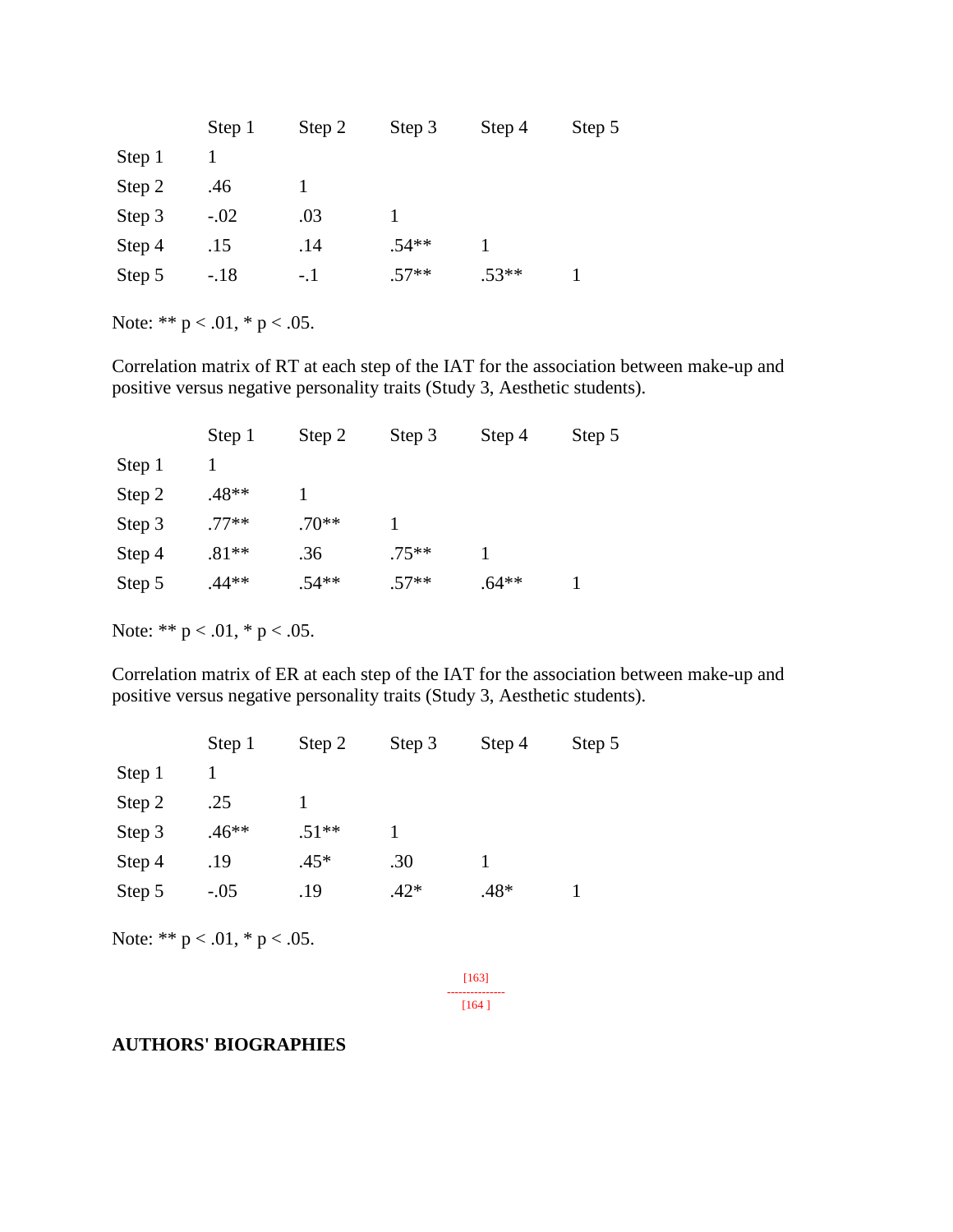| | Step 1 | Step 2 | Step 3 | Step 4 | Step 5 |
|---|---|---|---|---|---|
| Step 1 | 1 | | | | |
| Step 2 | .46 | 1 | | | |
| Step 3 | -.02 | .03 | 1 | | |
| Step 4 | .15 | .14 | .54** | 1 | |
| Step 5 | -.18 | -.1 | .57** | .53** | 1 |

Note: ** p < .01, * p < .05.

Correlation matrix of RT at each step of the IAT for the association between make-up and positive versus negative personality traits (Study 3, Aesthetic students).

| | Step 1 | Step 2 | Step 3 | Step 4 | Step 5 |
|---|---|---|---|---|---|
| Step 1 | 1 | | | | |
| Step 2 | .48** | 1 | | | |
| Step 3 | .77** | .70** | 1 | | |
| Step 4 | .81** | .36 | .75** | 1 | |
| Step 5 | .44** | .54** | .57** | .64** | 1 |

Note: ** p < .01, * p < .05.

Correlation matrix of ER at each step of the IAT for the association between make-up and positive versus negative personality traits (Study 3, Aesthetic students).

| | Step 1 | Step 2 | Step 3 | Step 4 | Step 5 |
|---|---|---|---|---|---|
| Step 1 | 1 | | | | |
| Step 2 | .25 | 1 | | | |
| Step 3 | .46** | .51** | 1 | | |
| Step 4 | .19 | .45* | .30 | 1 | |
| Step 5 | -.05 | .19 | .42* | .48* | 1 |

Note: ** p < .01, * p < .05.

## AUTHORS' BIOGRAPHIES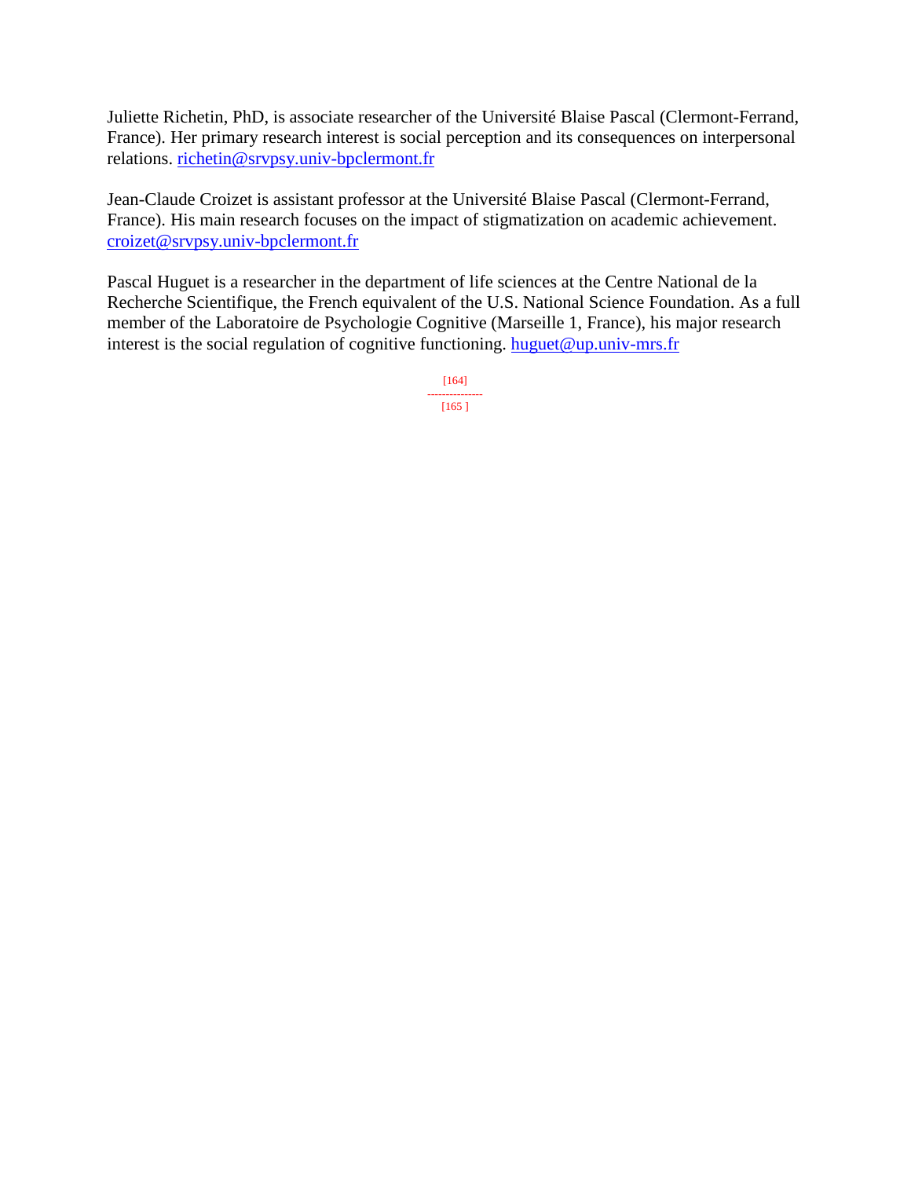Juliette Richetin, PhD, is associate researcher of the Université Blaise Pascal (Clermont-Ferrand, France). Her primary research interest is social perception and its consequences on interpersonal relations. richetin@srvpsy.univ-bpclermont.fr

Jean-Claude Croizet is assistant professor at the Université Blaise Pascal (Clermont-Ferrand, France). His main research focuses on the impact of stigmatization on academic achievement. croizet@srvpsy.univ-bpclermont.fr

Pascal Huguet is a researcher in the department of life sciences at the Centre National de la Recherche Scientifique, the French equivalent of the U.S. National Science Foundation. As a full member of the Laboratoire de Psychologie Cognitive (Marseille 1, France), his major research interest is the social regulation of cognitive functioning. huguet@up.univ-mrs.fr